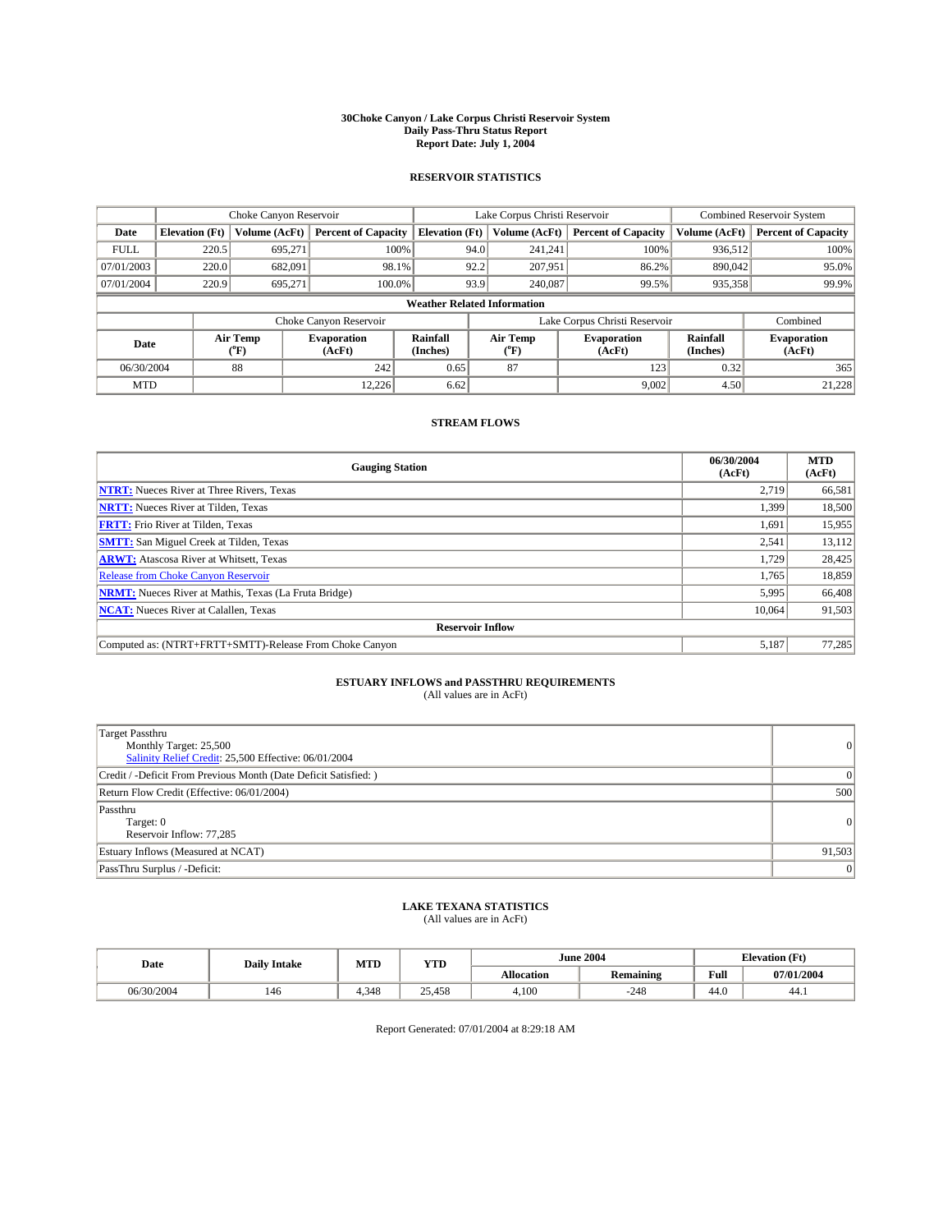# 30Choke Canyon / Lake Corpus Christi Reservoir System
## Daily Pass-Thru Status Report
## Report Date: July 1, 2004

### RESERVOIR STATISTICS

| | Choke Canyon Reservoir | | | Lake Corpus Christi Reservoir | | | Combined Reservoir System | |
|---|---|---|---|---|---|---|---|---|
| Date | Elevation (Ft) | Volume (AcFt) | Percent of Capacity | Elevation (Ft) | Volume (AcFt) | Percent of Capacity | Volume (AcFt) | Percent of Capacity |
| FULL | 220.5 | 695,271 | 100% | 94.0 | 241,241 | 100% | 936,512 | 100% |
| 07/01/2003 | 220.0 | 682,091 | 98.1% | 92.2 | 207,951 | 86.2% | 890,042 | 95.0% |
| 07/01/2004 | 220.9 | 695,271 | 100.0% | 93.9 | 240,087 | 99.5% | 935,358 | 99.9% |

**Weather Related Information**

| | Choke Canyon Reservoir | | | Lake Corpus Christi Reservoir | | | Combined |
|---|---|---|---|---|---|---|---|
| Date | Air Temp (°F) | Evaporation (AcFt) | Rainfall (Inches) | Air Temp (°F) | Evaporation (AcFt) | Rainfall (Inches) | Evaporation (AcFt) |
| 06/30/2004 | 88 | 242 | 0.65 | 87 | 123 | 0.32 | 365 |
| MTD | | 12,226 | 6.62 | | 9,002 | 4.50 | 21,228 |

### STREAM FLOWS

| Gauging Station | 06/30/2004 (AcFt) | MTD (AcFt) |
|---|---|---|
| NTRT: Nueces River at Three Rivers, Texas | 2,719 | 66,581 |
| NRTT: Nueces River at Tilden, Texas | 1,399 | 18,500 |
| FRTT: Frio River at Tilden, Texas | 1,691 | 15,955 |
| SMTT: San Miguel Creek at Tilden, Texas | 2,541 | 13,112 |
| ARWT: Atascosa River at Whitsett, Texas | 1,729 | 28,425 |
| Release from Choke Canyon Reservoir | 1,765 | 18,859 |
| NRMT: Nueces River at Mathis, Texas (La Fruta Bridge) | 5,995 | 66,408 |
| NCAT: Nueces River at Calallen, Texas | 10,064 | 91,503 |
| **Reservoir Inflow** | | |
| Computed as: (NTRT+FRTT+SMTT)-Release From Choke Canyon | 5,187 | 77,285 |

### ESTUARY INFLOWS and PASSTHRU REQUIREMENTS
(All values are in AcFt)

| | |
|---|---|
| Target Passthru<br>Monthly Target: 25,500<br>Salinity Relief Credit: 25,500 Effective: 06/01/2004 | 0 |
| Credit / -Deficit From Previous Month (Date Deficit Satisfied: ) | 0 |
| Return Flow Credit (Effective: 06/01/2004) | 500 |
| Passthru<br>Target: 0<br>Reservoir Inflow: 77,285 | 0 |
| Estuary Inflows (Measured at NCAT) | 91,503 |
| PassThru Surplus / -Deficit: | 0 |

### LAKE TEXANA STATISTICS
(All values are in AcFt)

| Date | Daily Intake | MTD | YTD | June 2004 | | Elevation (Ft) | |
|---|---|---|---|---|---|---|---|
| | | | | Allocation | Remaining | Full | 07/01/2004 |
| 06/30/2004 | 146 | 4,348 | 25,458 | 4,100 | -248 | 44.0 | 44.1 |

Report Generated: 07/01/2004 at 8:29:18 AM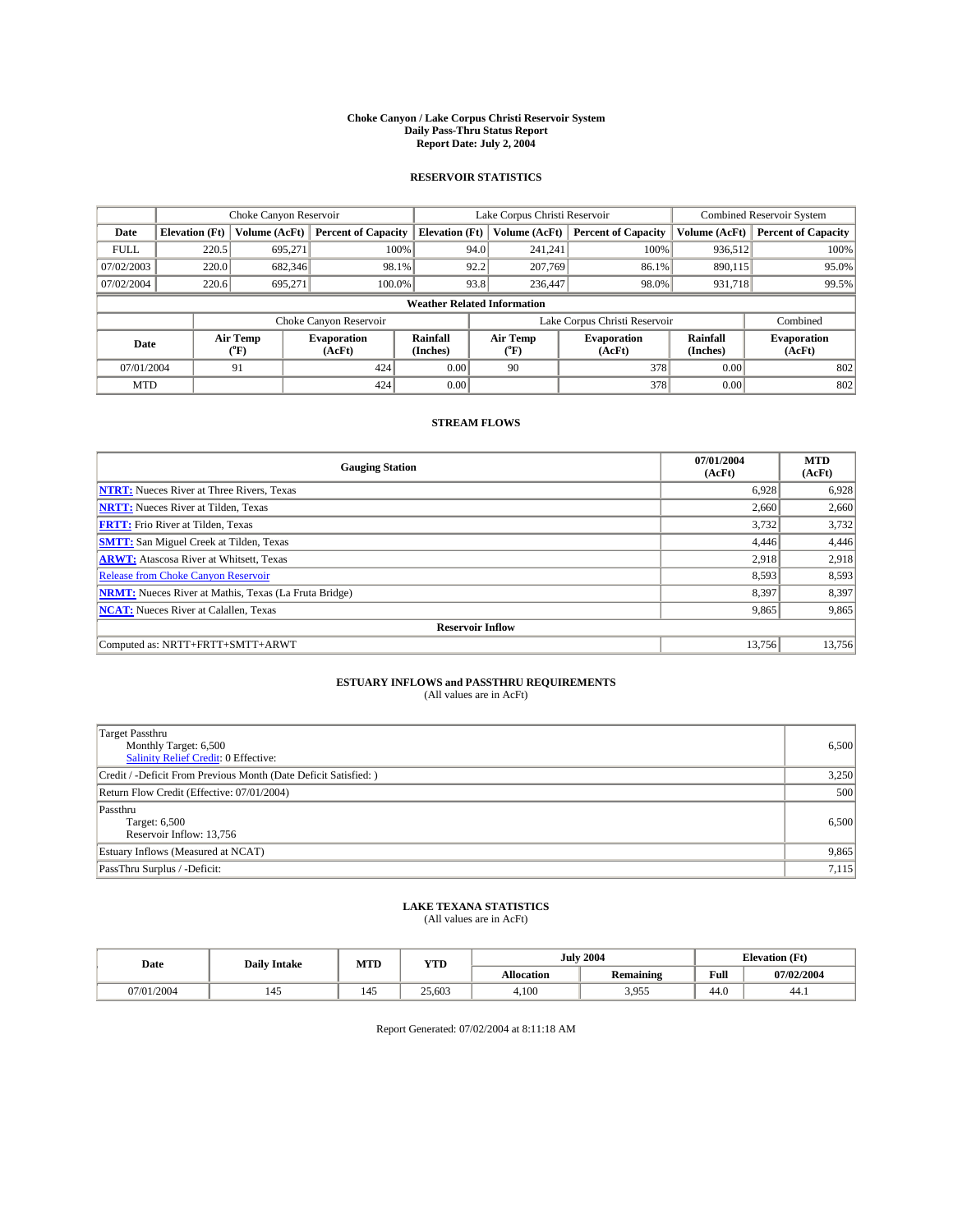# Choke Canyon / Lake Corpus Christi Reservoir System
# Daily Pass-Thru Status Report
# Report Date: July 2, 2004

## RESERVOIR STATISTICS

| | Choke Canyon Reservoir | | | Lake Corpus Christi Reservoir | | | Combined Reservoir System | |
|---|---|---|---|---|---|---|---|---|
| Date | Elevation (Ft) | Volume (AcFt) | Percent of Capacity | Elevation (Ft) | Volume (AcFt) | Percent of Capacity | Volume (AcFt) | Percent of Capacity |
| FULL | 220.5 | 695,271 | 100% | 94.0 | 241,241 | 100% | 936,512 | 100% |
| 07/02/2003 | 220.0 | 682,346 | 98.1% | 92.2 | 207,769 | 86.1% | 890,115 | 95.0% |
| 07/02/2004 | 220.6 | 695,271 | 100.0% | 93.8 | 236,447 | 98.0% | 931,718 | 99.5% |

**Weather Related Information**

| | Choke Canyon Reservoir | | | Lake Corpus Christi Reservoir | | | Combined |
|---|---|---|---|---|---|---|---|
| Date | Air Temp (°F) | Evaporation (AcFt) | Rainfall (Inches) | Air Temp (°F) | Evaporation (AcFt) | Rainfall (Inches) | Evaporation (AcFt) |
| 07/01/2004 | 91 | 424 | 0.00 | 90 | 378 | 0.00 | 802 |
| MTD | | 424 | 0.00 | | 378 | 0.00 | 802 |

## STREAM FLOWS

| Gauging Station | 07/01/2004 (AcFt) | MTD (AcFt) |
|---|---|---|
| NTRT: Nueces River at Three Rivers, Texas | 6,928 | 6,928 |
| NRTT: Nueces River at Tilden, Texas | 2,660 | 2,660 |
| FRTT: Frio River at Tilden, Texas | 3,732 | 3,732 |
| SMTT: San Miguel Creek at Tilden, Texas | 4,446 | 4,446 |
| ARWT: Atascosa River at Whitsett, Texas | 2,918 | 2,918 |
| Release from Choke Canyon Reservoir | 8,593 | 8,593 |
| NRMT: Nueces River at Mathis, Texas (La Fruta Bridge) | 8,397 | 8,397 |
| NCAT: Nueces River at Calallen, Texas | 9,865 | 9,865 |
| **Reservoir Inflow** | | |
| Computed as: NRTT+FRTT+SMTT+ARWT | 13,756 | 13,756 |

## ESTUARY INFLOWS and PASSTHRU REQUIREMENTS
(All values are in AcFt)

| | |
|---|---|
| Target Passthru<br>Monthly Target: 6,500<br>Salinity Relief Credit: 0 Effective: | 6,500 |
| Credit / -Deficit From Previous Month (Date Deficit Satisfied: ) | 3,250 |
| Return Flow Credit (Effective: 07/01/2004) | 500 |
| Passthru<br>Target: 6,500<br>Reservoir Inflow: 13,756 | 6,500 |
| Estuary Inflows (Measured at NCAT) | 9,865 |
| PassThru Surplus / -Deficit: | 7,115 |

## LAKE TEXANA STATISTICS
(All values are in AcFt)

| Date | Daily Intake | MTD | YTD | July 2004 | | Elevation (Ft) | |
|---|---|---|---|---|---|---|---|
| | | | | Allocation | Remaining | Full | 07/02/2004 |
| 07/01/2004 | 145 | 145 | 25,603 | 4,100 | 3,955 | 44.0 | 44.1 |

Report Generated: 07/02/2004 at 8:11:18 AM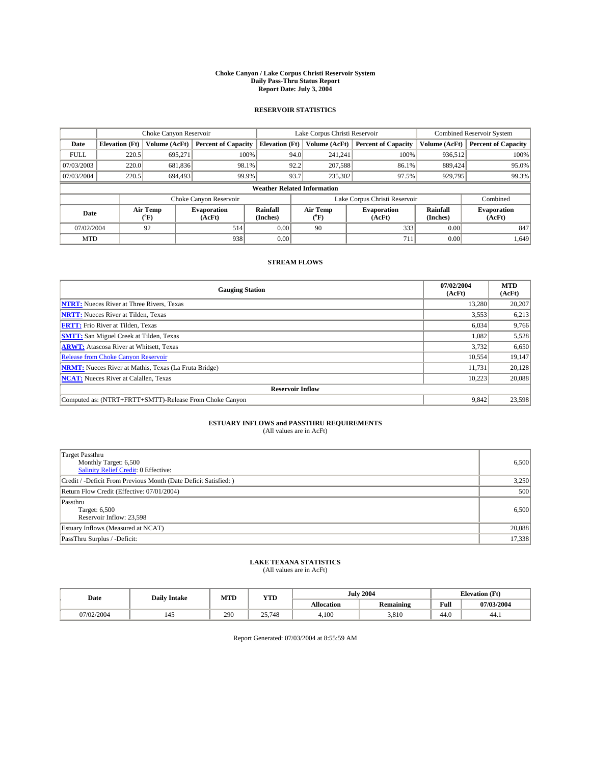# Choke Canyon / Lake Corpus Christi Reservoir System
## Daily Pass-Thru Status Report
## Report Date: July 3, 2004

### RESERVOIR STATISTICS

| | Choke Canyon Reservoir | | | Lake Corpus Christi Reservoir | | | Combined Reservoir System | |
|---|---|---|---|---|---|---|---|---|
| Date | Elevation (Ft) | Volume (AcFt) | Percent of Capacity | Elevation (Ft) | Volume (AcFt) | Percent of Capacity | Volume (AcFt) | Percent of Capacity |
| FULL | 220.5 | 695,271 | 100% | 94.0 | 241,241 | 100% | 936,512 | 100% |
| 07/03/2003 | 220.0 | 681,836 | 98.1% | 92.2 | 207,588 | 86.1% | 889,424 | 95.0% |
| 07/03/2004 | 220.5 | 694,493 | 99.9% | 93.7 | 235,302 | 97.5% | 929,795 | 99.3% |

**Weather Related Information**

| | Choke Canyon Reservoir | | | Lake Corpus Christi Reservoir | | | Combined |
|---|---|---|---|---|---|---|---|
| Date | Air Temp (°F) | Evaporation (AcFt) | Rainfall (Inches) | Air Temp (°F) | Evaporation (AcFt) | Rainfall (Inches) | Evaporation (AcFt) |
| 07/02/2004 | 92 | 514 | 0.00 | 90 | 333 | 0.00 | 847 |
| MTD | | 938 | 0.00 | | 711 | 0.00 | 1,649 |

### STREAM FLOWS

| Gauging Station | 07/02/2004 (AcFt) | MTD (AcFt) |
|---|---|---|
| NTRT: Nueces River at Three Rivers, Texas | 13,280 | 20,207 |
| NRTT: Nueces River at Tilden, Texas | 3,553 | 6,213 |
| FRTT: Frio River at Tilden, Texas | 6,034 | 9,766 |
| SMTT: San Miguel Creek at Tilden, Texas | 1,082 | 5,528 |
| ARWT: Atascosa River at Whitsett, Texas | 3,732 | 6,650 |
| Release from Choke Canyon Reservoir | 10,554 | 19,147 |
| NRMT: Nueces River at Mathis, Texas (La Fruta Bridge) | 11,731 | 20,128 |
| NCAT: Nueces River at Calallen, Texas | 10,223 | 20,088 |
| **Reservoir Inflow** | | |
| Computed as: (NTRT+FRTT+SMTT)-Release From Choke Canyon | 9,842 | 23,598 |

### ESTUARY INFLOWS and PASSTHRU REQUIREMENTS
(All values are in AcFt)

| | |
|---|---|
| Target Passthru<br>Monthly Target: 6,500<br>Salinity Relief Credit: 0 Effective: | 6,500 |
| Credit / -Deficit From Previous Month (Date Deficit Satisfied: ) | 3,250 |
| Return Flow Credit (Effective: 07/01/2004) | 500 |
| Passthru<br>Target: 6,500<br>Reservoir Inflow: 23,598 | 6,500 |
| Estuary Inflows (Measured at NCAT) | 20,088 |
| PassThru Surplus / -Deficit: | 17,338 |

### LAKE TEXANA STATISTICS
(All values are in AcFt)

| Date | Daily Intake | MTD | YTD | July 2004 | | Elevation (Ft) | |
|---|---|---|---|---|---|---|---|
| | | | | Allocation | Remaining | Full | 07/03/2004 |
| 07/02/2004 | 145 | 290 | 25,748 | 4,100 | 3,810 | 44.0 | 44.1 |

Report Generated: 07/03/2004 at 8:55:59 AM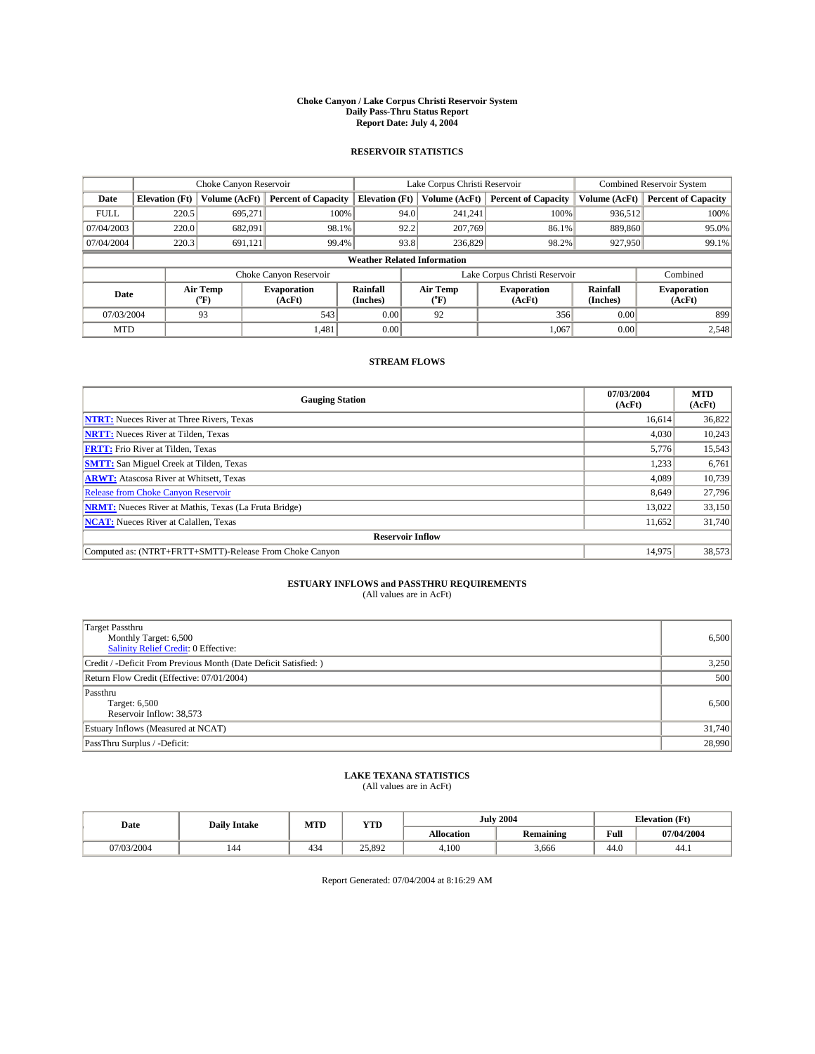# Choke Canyon / Lake Corpus Christi Reservoir System
## Daily Pass-Thru Status Report
## Report Date: July 4, 2004

### RESERVOIR STATISTICS

| | Choke Canyon Reservoir | | | Lake Corpus Christi Reservoir | | | Combined Reservoir System | |
|---|---|---|---|---|---|---|---|---|
| Date | Elevation (Ft) | Volume (AcFt) | Percent of Capacity | Elevation (Ft) | Volume (AcFt) | Percent of Capacity | Volume (AcFt) | Percent of Capacity |
| FULL | 220.5 | 695,271 | 100% | 94.0 | 241,241 | 100% | 936,512 | 100% |
| 07/04/2003 | 220.0 | 682,091 | 98.1% | 92.2 | 207,769 | 86.1% | 889,860 | 95.0% |
| 07/04/2004 | 220.3 | 691,121 | 99.4% | 93.8 | 236,829 | 98.2% | 927,950 | 99.1% |

**Weather Related Information**

| | Choke Canyon Reservoir | | | Lake Corpus Christi Reservoir | | | Combined |
|---|---|---|---|---|---|---|---|
| Date | Air Temp (°F) | Evaporation (AcFt) | Rainfall (Inches) | Air Temp (°F) | Evaporation (AcFt) | Rainfall (Inches) | Evaporation (AcFt) |
| 07/03/2004 | 93 | 543 | 0.00 | 92 | 356 | 0.00 | 899 |
| MTD | | 1,481 | 0.00 | | 1,067 | 0.00 | 2,548 |

### STREAM FLOWS

| Gauging Station | 07/03/2004 (AcFt) | MTD (AcFt) |
|---|---|---|
| NTRT: Nueces River at Three Rivers, Texas | 16,614 | 36,822 |
| NRTT: Nueces River at Tilden, Texas | 4,030 | 10,243 |
| FRTT: Frio River at Tilden, Texas | 5,776 | 15,543 |
| SMTT: San Miguel Creek at Tilden, Texas | 1,233 | 6,761 |
| ARWT: Atascosa River at Whitsett, Texas | 4,089 | 10,739 |
| Release from Choke Canyon Reservoir | 8,649 | 27,796 |
| NRMT: Nueces River at Mathis, Texas (La Fruta Bridge) | 13,022 | 33,150 |
| NCAT: Nueces River at Calallen, Texas | 11,652 | 31,740 |
| **Reservoir Inflow** | | |
| Computed as: (NTRT+FRTT+SMTT)-Release From Choke Canyon | 14,975 | 38,573 |

### ESTUARY INFLOWS and PASSTHRU REQUIREMENTS
(All values are in AcFt)

| | |
|---|---|
| Target Passthru<br>Monthly Target: 6,500<br>Salinity Relief Credit: 0 Effective: | 6,500 |
| Credit / -Deficit From Previous Month (Date Deficit Satisfied: ) | 3,250 |
| Return Flow Credit (Effective: 07/01/2004) | 500 |
| Passthru<br>Target: 6,500<br>Reservoir Inflow: 38,573 | 6,500 |
| Estuary Inflows (Measured at NCAT) | 31,740 |
| PassThru Surplus / -Deficit: | 28,990 |

### LAKE TEXANA STATISTICS
(All values are in AcFt)

| Date | Daily Intake | MTD | YTD | July 2004 | | Elevation (Ft) | |
|---|---|---|---|---|---|---|---|
| | | | | Allocation | Remaining | Full | 07/04/2004 |
| 07/03/2004 | 144 | 434 | 25,892 | 4,100 | 3,666 | 44.0 | 44.1 |

Report Generated: 07/04/2004 at 8:16:29 AM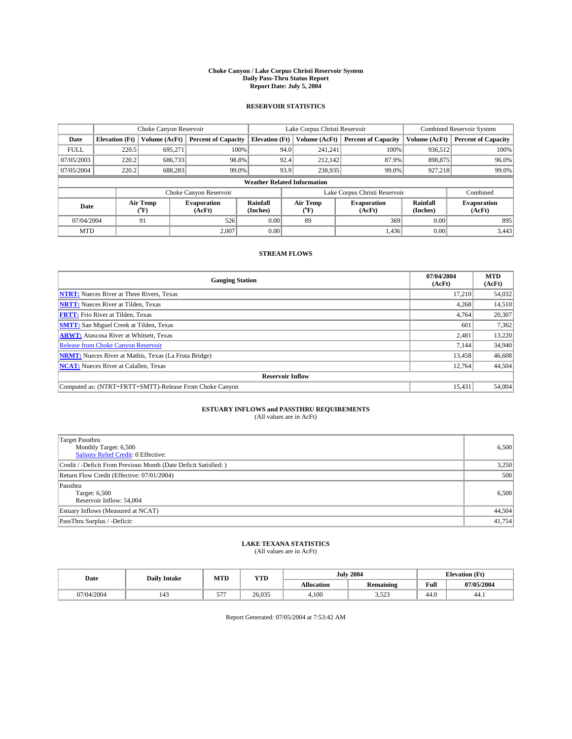# Choke Canyon / Lake Corpus Christi Reservoir System
## Daily Pass-Thru Status Report
## Report Date: July 5, 2004

### RESERVOIR STATISTICS

| | Choke Canyon Reservoir | | | Lake Corpus Christi Reservoir | | | Combined Reservoir System | |
|---|---|---|---|---|---|---|---|---|
| Date | Elevation (Ft) | Volume (AcFt) | Percent of Capacity | Elevation (Ft) | Volume (AcFt) | Percent of Capacity | Volume (AcFt) | Percent of Capacity |
| FULL | 220.5 | 695,271 | 100% | 94.0 | 241,241 | 100% | 936,512 | 100% |
| 07/05/2003 | 220.2 | 686,733 | 98.8% | 92.4 | 212,142 | 87.9% | 898,875 | 96.0% |
| 07/05/2004 | 220.2 | 688,283 | 99.0% | 93.9 | 238,935 | 99.0% | 927,218 | 99.0% |

**Weather Related Information**

| | Choke Canyon Reservoir | | | Lake Corpus Christi Reservoir | | | Combined |
|---|---|---|---|---|---|---|---|
| Date | Air Temp (°F) | Evaporation (AcFt) | Rainfall (Inches) | Air Temp (°F) | Evaporation (AcFt) | Rainfall (Inches) | Evaporation (AcFt) |
| 07/04/2004 | 91 | 526 | 0.00 | 89 | 369 | 0.00 | 895 |
| MTD | | 2,007 | 0.00 | | 1,436 | 0.00 | 3,443 |

### STREAM FLOWS

| Gauging Station | 07/04/2004 (AcFt) | MTD (AcFt) |
|---|---|---|
| NTRT: Nueces River at Three Rivers, Texas | 17,210 | 54,032 |
| NRTT: Nueces River at Tilden, Texas | 4,268 | 14,510 |
| FRTT: Frio River at Tilden, Texas | 4,764 | 20,307 |
| SMTT: San Miguel Creek at Tilden, Texas | 601 | 7,362 |
| ARWT: Atascosa River at Whitsett, Texas | 2,481 | 13,220 |
| Release from Choke Canyon Reservoir | 7,144 | 34,940 |
| NRMT: Nueces River at Mathis, Texas (La Fruta Bridge) | 13,458 | 46,608 |
| NCAT: Nueces River at Calallen, Texas | 12,764 | 44,504 |
| **Reservoir Inflow** | | |
| Computed as: (NTRT+FRTT+SMTT)-Release From Choke Canyon | 15,431 | 54,004 |

### ESTUARY INFLOWS and PASSTHRU REQUIREMENTS
(All values are in AcFt)

| | |
|---|---|
| Target Passthru<br>Monthly Target: 6,500<br>Salinity Relief Credit: 0 Effective: | 6,500 |
| Credit / -Deficit From Previous Month (Date Deficit Satisfied: ) | 3,250 |
| Return Flow Credit (Effective: 07/01/2004) | 500 |
| Passthru<br>Target: 6,500<br>Reservoir Inflow: 54,004 | 6,500 |
| Estuary Inflows (Measured at NCAT) | 44,504 |
| PassThru Surplus / -Deficit: | 41,754 |

### LAKE TEXANA STATISTICS
(All values are in AcFt)

| Date | Daily Intake | MTD | YTD | July 2004 | | Elevation (Ft) | |
|---|---|---|---|---|---|---|---|
| | | | | Allocation | Remaining | Full | 07/05/2004 |
| 07/04/2004 | 143 | 577 | 26,035 | 4,100 | 3,523 | 44.0 | 44.1 |

Report Generated: 07/05/2004 at 7:53:42 AM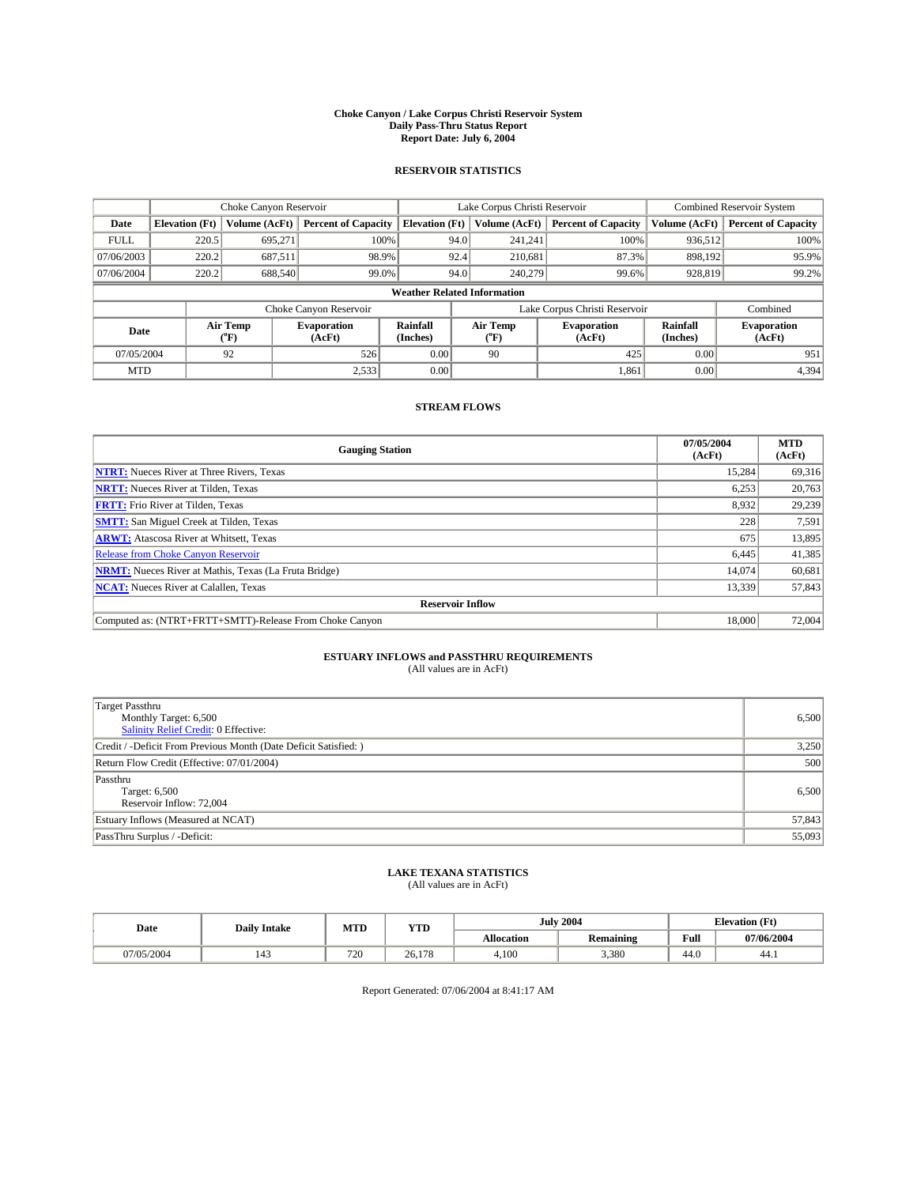# Choke Canyon / Lake Corpus Christi Reservoir System
## Daily Pass-Thru Status Report
## Report Date: July 6, 2004

### RESERVOIR STATISTICS

| | Choke Canyon Reservoir | | | Lake Corpus Christi Reservoir | | | Combined Reservoir System | |
|---|---|---|---|---|---|---|---|---|
| Date | Elevation (Ft) | Volume (AcFt) | Percent of Capacity | Elevation (Ft) | Volume (AcFt) | Percent of Capacity | Volume (AcFt) | Percent of Capacity |
| FULL | 220.5 | 695,271 | 100% | 94.0 | 241,241 | 100% | 936,512 | 100% |
| 07/06/2003 | 220.2 | 687,511 | 98.9% | 92.4 | 210,681 | 87.3% | 898,192 | 95.9% |
| 07/06/2004 | 220.2 | 688,540 | 99.0% | 94.0 | 240,279 | 99.6% | 928,819 | 99.2% |

**Weather Related Information**

| | Choke Canyon Reservoir | | | Lake Corpus Christi Reservoir | | | Combined |
|---|---|---|---|---|---|---|---|
| Date | Air Temp (°F) | Evaporation (AcFt) | Rainfall (Inches) | Air Temp (°F) | Evaporation (AcFt) | Rainfall (Inches) | Evaporation (AcFt) |
| 07/05/2004 | 92 | 526 | 0.00 | 90 | 425 | 0.00 | 951 |
| MTD | | 2,533 | 0.00 | | 1,861 | 0.00 | 4,394 |

### STREAM FLOWS

| Gauging Station | 07/05/2004 (AcFt) | MTD (AcFt) |
|---|---|---|
| NTRT: Nueces River at Three Rivers, Texas | 15,284 | 69,316 |
| NRTT: Nueces River at Tilden, Texas | 6,253 | 20,763 |
| FRTT: Frio River at Tilden, Texas | 8,932 | 29,239 |
| SMTT: San Miguel Creek at Tilden, Texas | 228 | 7,591 |
| ARWT: Atascosa River at Whitsett, Texas | 675 | 13,895 |
| Release from Choke Canyon Reservoir | 6,445 | 41,385 |
| NRMT: Nueces River at Mathis, Texas (La Fruta Bridge) | 14,074 | 60,681 |
| NCAT: Nueces River at Calallen, Texas | 13,339 | 57,843 |
| **Reservoir Inflow** | | |
| Computed as: (NTRT+FRTT+SMTT)-Release From Choke Canyon | 18,000 | 72,004 |

### ESTUARY INFLOWS and PASSTHRU REQUIREMENTS
(All values are in AcFt)

| | |
|---|---|
| Target Passthru<br>Monthly Target: 6,500<br>Salinity Relief Credit: 0 Effective: | 6,500 |
| Credit / -Deficit From Previous Month (Date Deficit Satisfied: ) | 3,250 |
| Return Flow Credit (Effective: 07/01/2004) | 500 |
| Passthru<br>Target: 6,500<br>Reservoir Inflow: 72,004 | 6,500 |
| Estuary Inflows (Measured at NCAT) | 57,843 |
| PassThru Surplus / -Deficit: | 55,093 |

### LAKE TEXANA STATISTICS
(All values are in AcFt)

| Date | Daily Intake | MTD | YTD | July 2004 | | Elevation (Ft) | |
|---|---|---|---|---|---|---|---|
| | | | | Allocation | Remaining | Full | 07/06/2004 |
| 07/05/2004 | 143 | 720 | 26,178 | 4,100 | 3,380 | 44.0 | 44.1 |

Report Generated: 07/06/2004 at 8:41:17 AM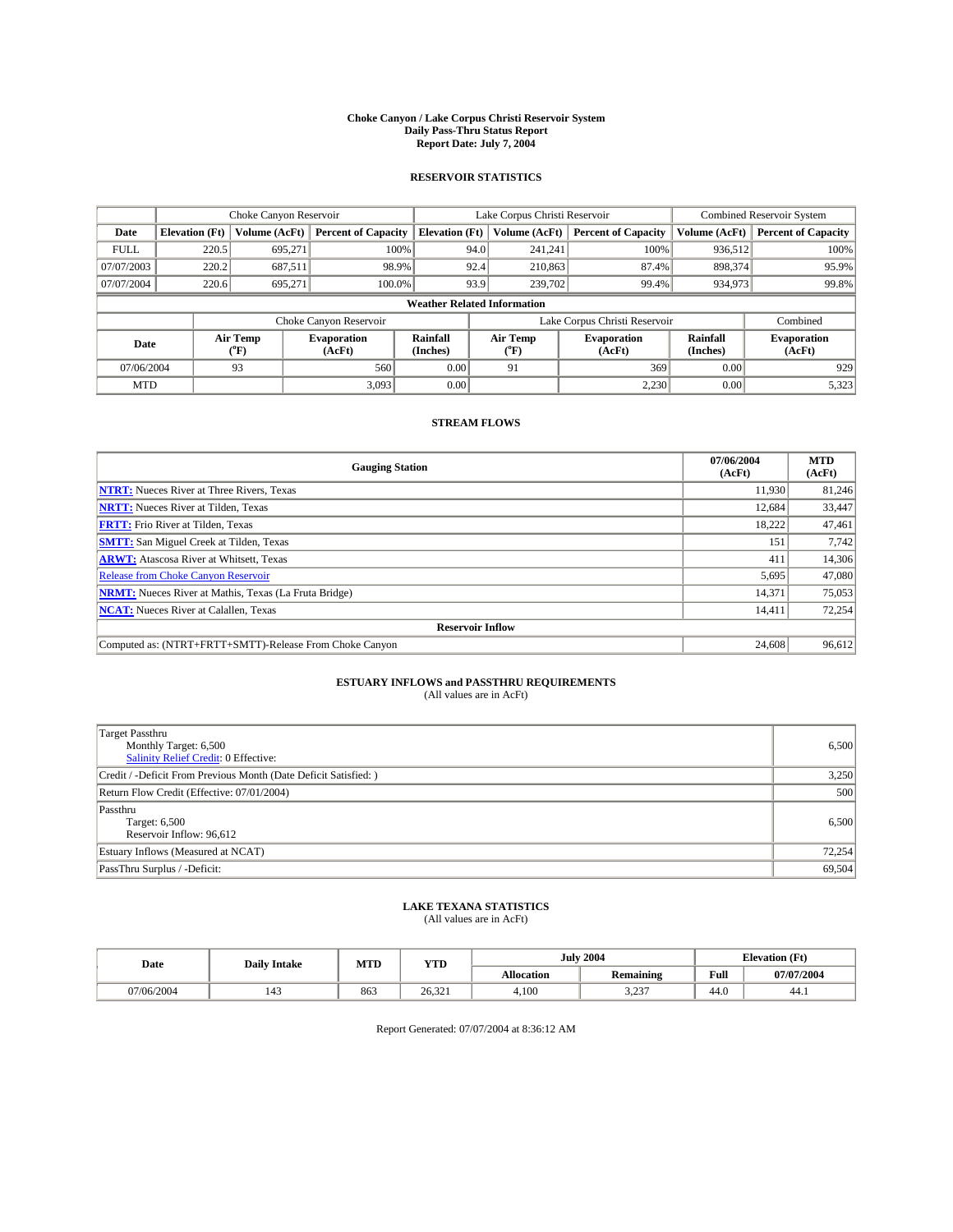# Choke Canyon / Lake Corpus Christi Reservoir System
## Daily Pass-Thru Status Report
## Report Date: July 7, 2004

### RESERVOIR STATISTICS

| | Choke Canyon Reservoir | | | Lake Corpus Christi Reservoir | | | Combined Reservoir System | |
|---|---|---|---|---|---|---|---|---|
| Date | Elevation (Ft) | Volume (AcFt) | Percent of Capacity | Elevation (Ft) | Volume (AcFt) | Percent of Capacity | Volume (AcFt) | Percent of Capacity |
| FULL | 220.5 | 695,271 | 100% | 94.0 | 241,241 | 100% | 936,512 | 100% |
| 07/07/2003 | 220.2 | 687,511 | 98.9% | 92.4 | 210,863 | 87.4% | 898,374 | 95.9% |
| 07/07/2004 | 220.6 | 695,271 | 100.0% | 93.9 | 239,702 | 99.4% | 934,973 | 99.8% |

**Weather Related Information**

| | Choke Canyon Reservoir | | | Lake Corpus Christi Reservoir | | | Combined |
|---|---|---|---|---|---|---|---|
| Date | Air Temp (°F) | Evaporation (AcFt) | Rainfall (Inches) | Air Temp (°F) | Evaporation (AcFt) | Rainfall (Inches) | Evaporation (AcFt) |
| 07/06/2004 | 93 | 560 | 0.00 | 91 | 369 | 0.00 | 929 |
| MTD | | 3,093 | 0.00 | | 2,230 | 0.00 | 5,323 |

### STREAM FLOWS

| Gauging Station | 07/06/2004 (AcFt) | MTD (AcFt) |
|---|---|---|
| NTRT: Nueces River at Three Rivers, Texas | 11,930 | 81,246 |
| NRTT: Nueces River at Tilden, Texas | 12,684 | 33,447 |
| FRTT: Frio River at Tilden, Texas | 18,222 | 47,461 |
| SMTT: San Miguel Creek at Tilden, Texas | 151 | 7,742 |
| ARWT: Atascosa River at Whitsett, Texas | 411 | 14,306 |
| Release from Choke Canyon Reservoir | 5,695 | 47,080 |
| NRMT: Nueces River at Mathis, Texas (La Fruta Bridge) | 14,371 | 75,053 |
| NCAT: Nueces River at Calallen, Texas | 14,411 | 72,254 |
| **Reservoir Inflow** | | |
| Computed as: (NTRT+FRTT+SMTT)-Release From Choke Canyon | 24,608 | 96,612 |

### ESTUARY INFLOWS and PASSTHRU REQUIREMENTS
(All values are in AcFt)

| | |
|---|---|
| Target Passthru<br>Monthly Target: 6,500<br>Salinity Relief Credit: 0 Effective: | 6,500 |
| Credit / -Deficit From Previous Month (Date Deficit Satisfied: ) | 3,250 |
| Return Flow Credit (Effective: 07/01/2004) | 500 |
| Passthru<br>Target: 6,500<br>Reservoir Inflow: 96,612 | 6,500 |
| Estuary Inflows (Measured at NCAT) | 72,254 |
| PassThru Surplus / -Deficit: | 69,504 |

### LAKE TEXANA STATISTICS
(All values are in AcFt)

| Date | Daily Intake | MTD | YTD | July 2004 | | Elevation (Ft) | |
|---|---|---|---|---|---|---|---|
| | | | | Allocation | Remaining | Full | 07/07/2004 |
| 07/06/2004 | 143 | 863 | 26,321 | 4,100 | 3,237 | 44.0 | 44.1 |

Report Generated: 07/07/2004 at 8:36:12 AM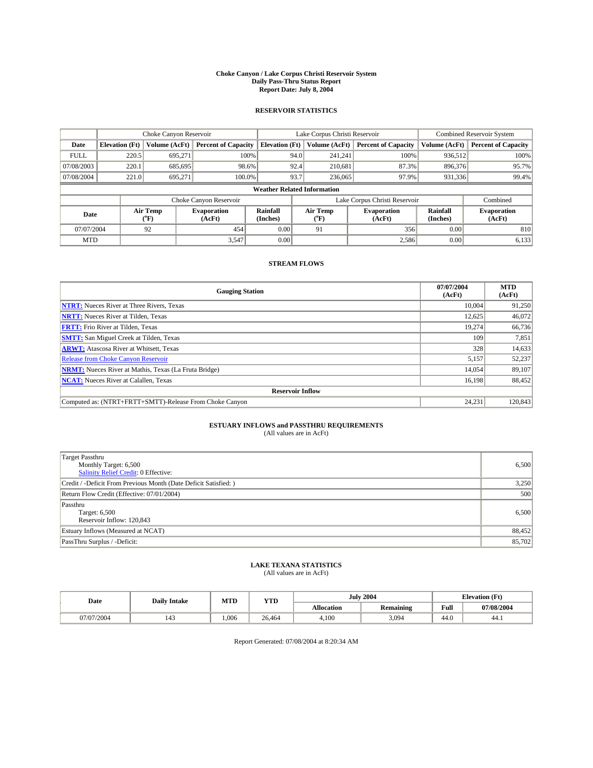# Choke Canyon / Lake Corpus Christi Reservoir System
## Daily Pass-Thru Status Report
### Report Date: July 8, 2004

## RESERVOIR STATISTICS

| | Choke Canyon Reservoir | | | Lake Corpus Christi Reservoir | | | Combined Reservoir System | |
|---|---|---|---|---|---|---|---|---|
| Date | Elevation (Ft) | Volume (AcFt) | Percent of Capacity | Elevation (Ft) | Volume (AcFt) | Percent of Capacity | Volume (AcFt) | Percent of Capacity |
| FULL | 220.5 | 695,271 | 100% | 94.0 | 241,241 | 100% | 936,512 | 100% |
| 07/08/2003 | 220.1 | 685,695 | 98.6% | 92.4 | 210,681 | 87.3% | 896,376 | 95.7% |
| 07/08/2004 | 221.0 | 695,271 | 100.0% | 93.7 | 236,065 | 97.9% | 931,336 | 99.4% |

**Weather Related Information**

| | Choke Canyon Reservoir | | | Lake Corpus Christi Reservoir | | | Combined |
|---|---|---|---|---|---|---|---|
| Date | Air Temp (°F) | Evaporation (AcFt) | Rainfall (Inches) | Air Temp (°F) | Evaporation (AcFt) | Rainfall (Inches) | Evaporation (AcFt) |
| 07/07/2004 | 92 | 454 | 0.00 | 91 | 356 | 0.00 | 810 |
| MTD | | 3,547 | 0.00 | | 2,586 | 0.00 | 6,133 |

## STREAM FLOWS

| Gauging Station | 07/07/2004 (AcFt) | MTD (AcFt) |
|---|---|---|
| NTRT: Nueces River at Three Rivers, Texas | 10,004 | 91,250 |
| NRTT: Nueces River at Tilden, Texas | 12,625 | 46,072 |
| FRTT: Frio River at Tilden, Texas | 19,274 | 66,736 |
| SMTT: San Miguel Creek at Tilden, Texas | 109 | 7,851 |
| ARWT: Atascosa River at Whitsett, Texas | 328 | 14,633 |
| Release from Choke Canyon Reservoir | 5,157 | 52,237 |
| NRMT: Nueces River at Mathis, Texas (La Fruta Bridge) | 14,054 | 89,107 |
| NCAT: Nueces River at Calallen, Texas | 16,198 | 88,452 |
| **Reservoir Inflow** | | |
| Computed as: (NTRT+FRTT+SMTT)-Release From Choke Canyon | 24,231 | 120,843 |

## ESTUARY INFLOWS and PASSTHRU REQUIREMENTS
(All values are in AcFt)

| | |
|---|---|
| Target Passthru<br>Monthly Target: 6,500<br>Salinity Relief Credit: 0 Effective: | 6,500 |
| Credit / -Deficit From Previous Month (Date Deficit Satisfied: ) | 3,250 |
| Return Flow Credit (Effective: 07/01/2004) | 500 |
| Passthru<br>Target: 6,500<br>Reservoir Inflow: 120,843 | 6,500 |
| Estuary Inflows (Measured at NCAT) | 88,452 |
| PassThru Surplus / -Deficit: | 85,702 |

## LAKE TEXANA STATISTICS
(All values are in AcFt)

| Date | Daily Intake | MTD | YTD | July 2004 | | Elevation (Ft) | |
|---|---|---|---|---|---|---|---|
| | | | | Allocation | Remaining | Full | 07/08/2004 |
| 07/07/2004 | 143 | 1,006 | 26,464 | 4,100 | 3,094 | 44.0 | 44.1 |

Report Generated: 07/08/2004 at 8:20:34 AM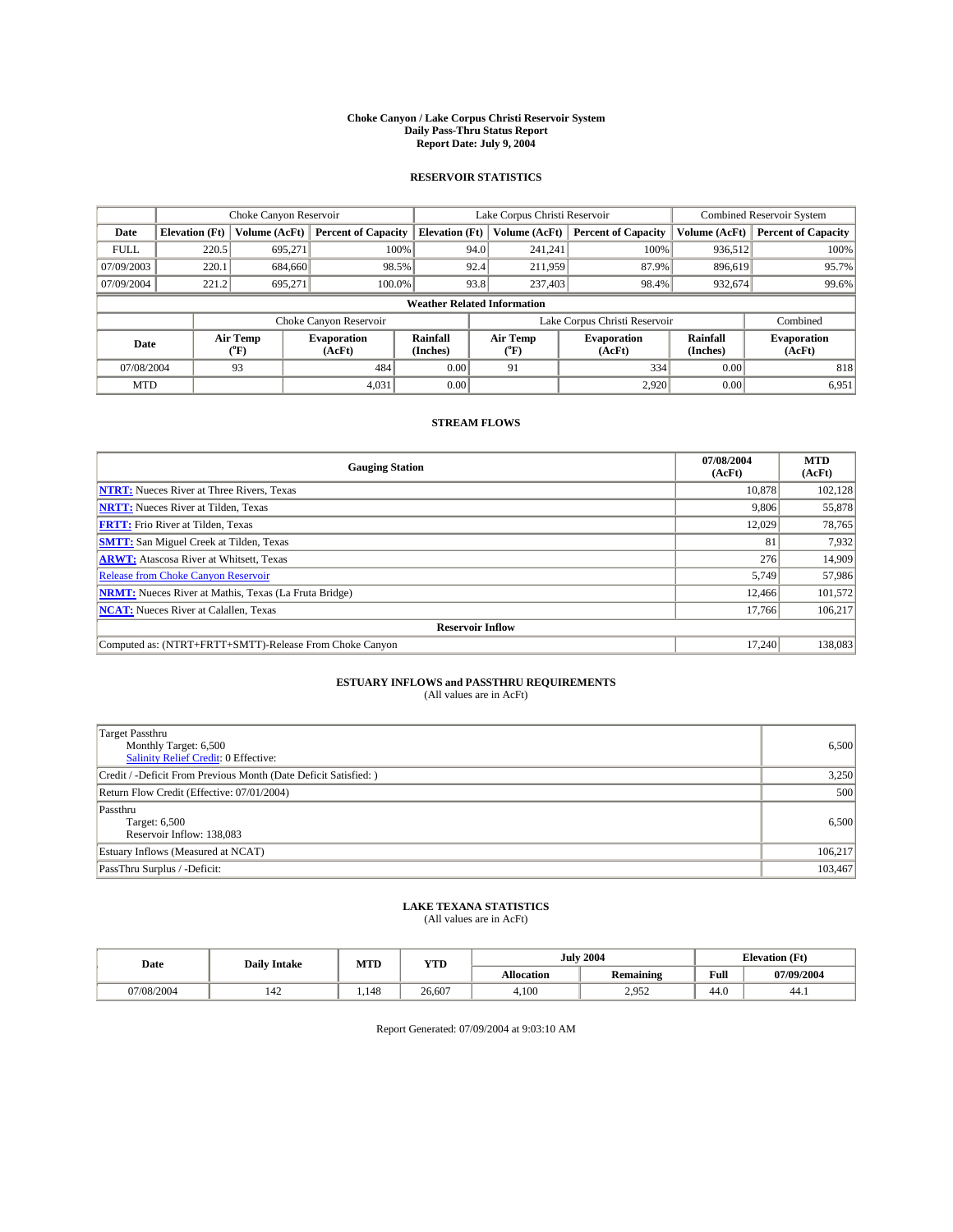# Choke Canyon / Lake Corpus Christi Reservoir System
## Daily Pass-Thru Status Report
## Report Date: July 9, 2004

### RESERVOIR STATISTICS

| | Choke Canyon Reservoir | | | Lake Corpus Christi Reservoir | | | Combined Reservoir System | |
|---|---|---|---|---|---|---|---|---|
| Date | Elevation (Ft) | Volume (AcFt) | Percent of Capacity | Elevation (Ft) | Volume (AcFt) | Percent of Capacity | Volume (AcFt) | Percent of Capacity |
| FULL | 220.5 | 695,271 | 100% | 94.0 | 241,241 | 100% | 936,512 | 100% |
| 07/09/2003 | 220.1 | 684,660 | 98.5% | 92.4 | 211,959 | 87.9% | 896,619 | 95.7% |
| 07/09/2004 | 221.2 | 695,271 | 100.0% | 93.8 | 237,403 | 98.4% | 932,674 | 99.6% |

**Weather Related Information**

| | Choke Canyon Reservoir | | | Lake Corpus Christi Reservoir | | | Combined |
|---|---|---|---|---|---|---|---|
| Date | Air Temp (°F) | Evaporation (AcFt) | Rainfall (Inches) | Air Temp (°F) | Evaporation (AcFt) | Rainfall (Inches) | Evaporation (AcFt) |
| 07/08/2004 | 93 | 484 | 0.00 | 91 | 334 | 0.00 | 818 |
| MTD | | 4,031 | 0.00 | | 2,920 | 0.00 | 6,951 |

### STREAM FLOWS

| Gauging Station | 07/08/2004 (AcFt) | MTD (AcFt) |
|---|---|---|
| **NTRT:** Nueces River at Three Rivers, Texas | 10,878 | 102,128 |
| **NRTT:** Nueces River at Tilden, Texas | 9,806 | 55,878 |
| **FRTT:** Frio River at Tilden, Texas | 12,029 | 78,765 |
| **SMTT:** San Miguel Creek at Tilden, Texas | 81 | 7,932 |
| **ARWT:** Atascosa River at Whitsett, Texas | 276 | 14,909 |
| Release from Choke Canyon Reservoir | 5,749 | 57,986 |
| **NRMT:** Nueces River at Mathis, Texas (La Fruta Bridge) | 12,466 | 101,572 |
| **NCAT:** Nueces River at Calallen, Texas | 17,766 | 106,217 |
| **Reservoir Inflow** | | |
| Computed as: (NTRT+FRTT+SMTT)-Release From Choke Canyon | 17,240 | 138,083 |

### ESTUARY INFLOWS and PASSTHRU REQUIREMENTS
(All values are in AcFt)

| | |
|---|---|
| Target Passthru<br>Monthly Target: 6,500<br>Salinity Relief Credit: 0 Effective: | 6,500 |
| Credit / -Deficit From Previous Month (Date Deficit Satisfied: ) | 3,250 |
| Return Flow Credit (Effective: 07/01/2004) | 500 |
| Passthru<br>Target: 6,500<br>Reservoir Inflow: 138,083 | 6,500 |
| Estuary Inflows (Measured at NCAT) | 106,217 |
| PassThru Surplus / -Deficit: | 103,467 |

### LAKE TEXANA STATISTICS
(All values are in AcFt)

| Date | Daily Intake | MTD | YTD | July 2004 | | Elevation (Ft) | |
|---|---|---|---|---|---|---|---|
| | | | | Allocation | Remaining | Full | 07/09/2004 |
| 07/08/2004 | 142 | 1,148 | 26,607 | 4,100 | 2,952 | 44.0 | 44.1 |

Report Generated: 07/09/2004 at 9:03:10 AM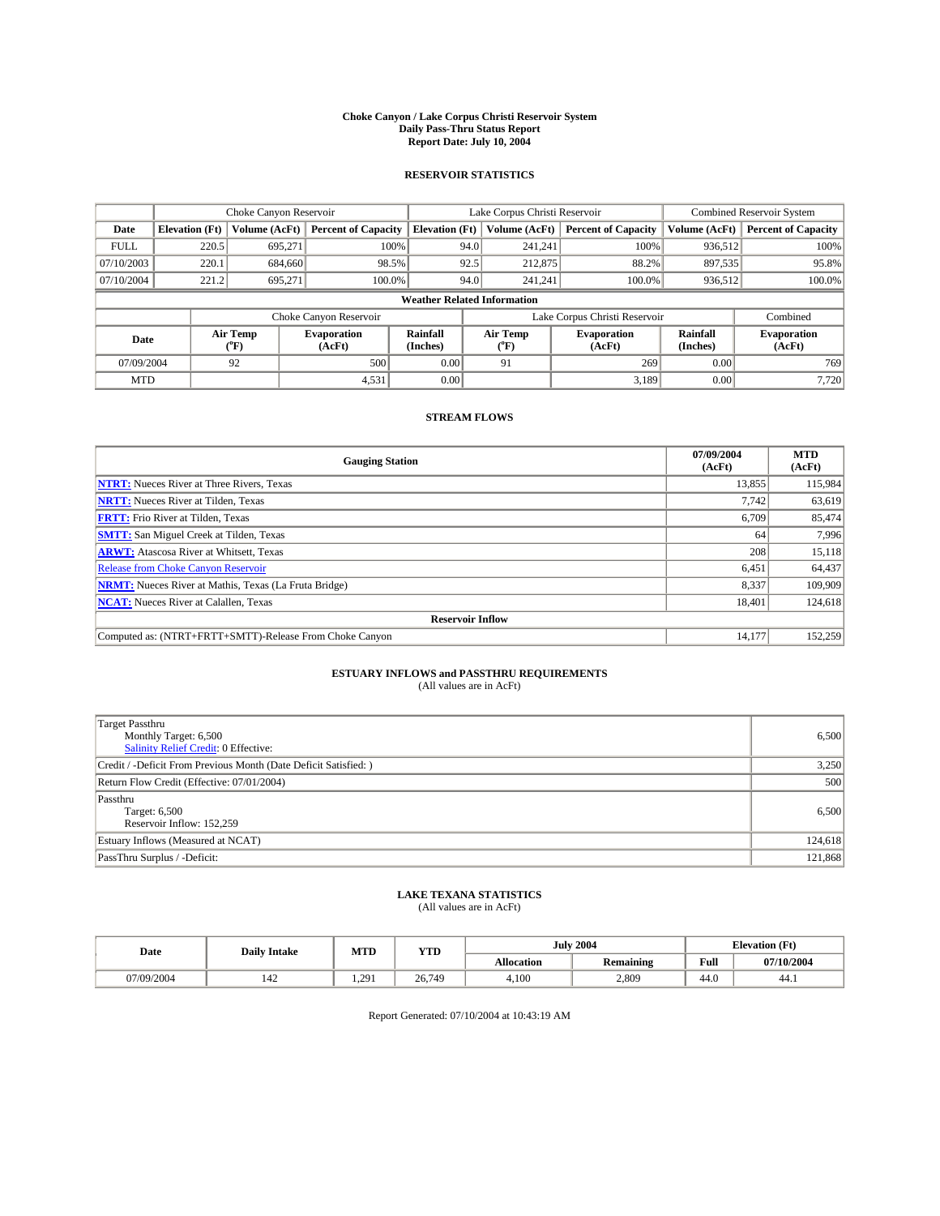# Choke Canyon / Lake Corpus Christi Reservoir System
## Daily Pass-Thru Status Report
## Report Date: July 10, 2004

### RESERVOIR STATISTICS

| | Choke Canyon Reservoir | | | Lake Corpus Christi Reservoir | | | Combined Reservoir System | |
|---|---|---|---|---|---|---|---|---|
| Date | Elevation (Ft) | Volume (AcFt) | Percent of Capacity | Elevation (Ft) | Volume (AcFt) | Percent of Capacity | Volume (AcFt) | Percent of Capacity |
| FULL | 220.5 | 695,271 | 100% | 94.0 | 241,241 | 100% | 936,512 | 100% |
| 07/10/2003 | 220.1 | 684,660 | 98.5% | 92.5 | 212,875 | 88.2% | 897,535 | 95.8% |
| 07/10/2004 | 221.2 | 695,271 | 100.0% | 94.0 | 241,241 | 100.0% | 936,512 | 100.0% |

**Weather Related Information**

| | Choke Canyon Reservoir | | | Lake Corpus Christi Reservoir | | | Combined |
|---|---|---|---|---|---|---|---|
| Date | Air Temp (°F) | Evaporation (AcFt) | Rainfall (Inches) | Air Temp (°F) | Evaporation (AcFt) | Rainfall (Inches) | Evaporation (AcFt) |
| 07/09/2004 | 92 | 500 | 0.00 | 91 | 269 | 0.00 | 769 |
| MTD | | 4,531 | 0.00 | | 3,189 | 0.00 | 7,720 |

### STREAM FLOWS

| Gauging Station | 07/09/2004 (AcFt) | MTD (AcFt) |
|---|---|---|
| **NTRT:** Nueces River at Three Rivers, Texas | 13,855 | 115,984 |
| **NRTT:** Nueces River at Tilden, Texas | 7,742 | 63,619 |
| **FRTT:** Frio River at Tilden, Texas | 6,709 | 85,474 |
| **SMTT:** San Miguel Creek at Tilden, Texas | 64 | 7,996 |
| **ARWT:** Atascosa River at Whitsett, Texas | 208 | 15,118 |
| Release from Choke Canyon Reservoir | 6,451 | 64,437 |
| **NRMT:** Nueces River at Mathis, Texas (La Fruta Bridge) | 8,337 | 109,909 |
| **NCAT:** Nueces River at Calallen, Texas | 18,401 | 124,618 |
| **Reservoir Inflow** | | |
| Computed as: (NTRT+FRTT+SMTT)-Release From Choke Canyon | 14,177 | 152,259 |

### ESTUARY INFLOWS and PASSTHRU REQUIREMENTS
(All values are in AcFt)

| | |
|---|---|
| Target Passthru<br>Monthly Target: 6,500<br>Salinity Relief Credit: 0 Effective: | 6,500 |
| Credit / -Deficit From Previous Month (Date Deficit Satisfied: ) | 3,250 |
| Return Flow Credit (Effective: 07/01/2004) | 500 |
| Passthru<br>Target: 6,500<br>Reservoir Inflow: 152,259 | 6,500 |
| Estuary Inflows (Measured at NCAT) | 124,618 |
| PassThru Surplus / -Deficit: | 121,868 |

### LAKE TEXANA STATISTICS
(All values are in AcFt)

| Date | Daily Intake | MTD | YTD | July 2004 | | Elevation (Ft) | |
|---|---|---|---|---|---|---|---|
| | | | | Allocation | Remaining | Full | 07/10/2004 |
| 07/09/2004 | 142 | 1,291 | 26,749 | 4,100 | 2,809 | 44.0 | 44.1 |

Report Generated: 07/10/2004 at 10:43:19 AM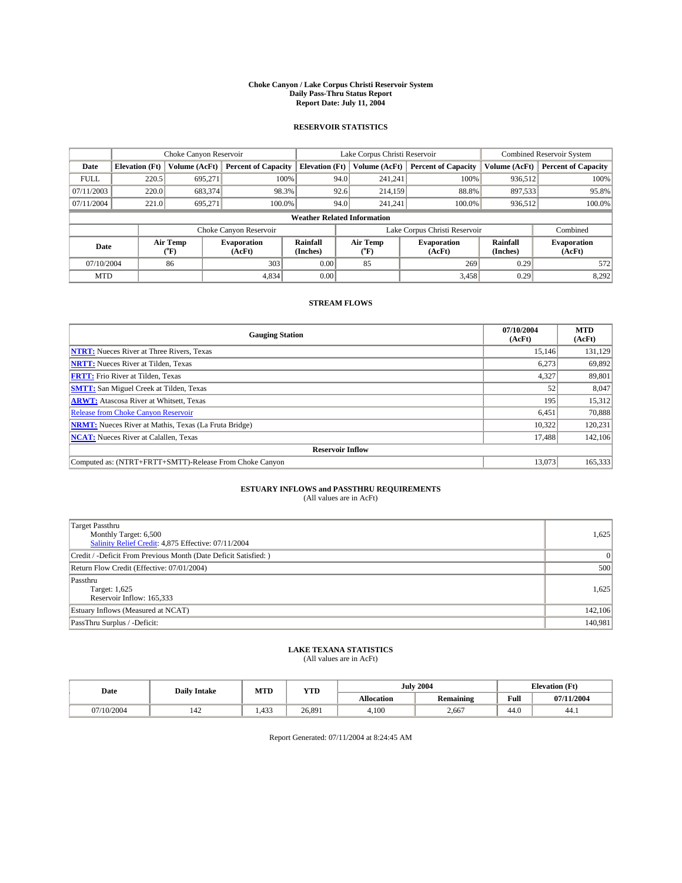# Choke Canyon / Lake Corpus Christi Reservoir System
## Daily Pass-Thru Status Report
## Report Date: July 11, 2004

### RESERVOIR STATISTICS

| | Choke Canyon Reservoir | | | Lake Corpus Christi Reservoir | | | Combined Reservoir System | |
|---|---|---|---|---|---|---|---|---|
| Date | Elevation (Ft) | Volume (AcFt) | Percent of Capacity | Elevation (Ft) | Volume (AcFt) | Percent of Capacity | Volume (AcFt) | Percent of Capacity |
| FULL | 220.5 | 695,271 | 100% | 94.0 | 241,241 | 100% | 936,512 | 100% |
| 07/11/2003 | 220.0 | 683,374 | 98.3% | 92.6 | 214,159 | 88.8% | 897,533 | 95.8% |
| 07/11/2004 | 221.0 | 695,271 | 100.0% | 94.0 | 241,241 | 100.0% | 936,512 | 100.0% |

**Weather Related Information**

| | Choke Canyon Reservoir | | | Lake Corpus Christi Reservoir | | | Combined |
|---|---|---|---|---|---|---|---|
| Date | Air Temp (°F) | Evaporation (AcFt) | Rainfall (Inches) | Air Temp (°F) | Evaporation (AcFt) | Rainfall (Inches) | Evaporation (AcFt) |
| 07/10/2004 | 86 | 303 | 0.00 | 85 | 269 | 0.29 | 572 |
| MTD | | 4,834 | 0.00 | | 3,458 | 0.29 | 8,292 |

### STREAM FLOWS

| Gauging Station | 07/10/2004 (AcFt) | MTD (AcFt) |
|---|---|---|
| NTRT: Nueces River at Three Rivers, Texas | 15,146 | 131,129 |
| NRTT: Nueces River at Tilden, Texas | 6,273 | 69,892 |
| FRTT: Frio River at Tilden, Texas | 4,327 | 89,801 |
| SMTT: San Miguel Creek at Tilden, Texas | 52 | 8,047 |
| ARWT: Atascosa River at Whitsett, Texas | 195 | 15,312 |
| Release from Choke Canyon Reservoir | 6,451 | 70,888 |
| NRMT: Nueces River at Mathis, Texas (La Fruta Bridge) | 10,322 | 120,231 |
| NCAT: Nueces River at Calallen, Texas | 17,488 | 142,106 |
| **Reservoir Inflow** | | |
| Computed as: (NTRT+FRTT+SMTT)-Release From Choke Canyon | 13,073 | 165,333 |

### ESTUARY INFLOWS and PASSTHRU REQUIREMENTS
(All values are in AcFt)

| | |
|---|---|
| Target Passthru<br>Monthly Target: 6,500<br>Salinity Relief Credit: 4,875 Effective: 07/11/2004 | 1,625 |
| Credit / -Deficit From Previous Month (Date Deficit Satisfied: ) | 0 |
| Return Flow Credit (Effective: 07/01/2004) | 500 |
| Passthru<br>Target: 1,625<br>Reservoir Inflow: 165,333 | 1,625 |
| Estuary Inflows (Measured at NCAT) | 142,106 |
| PassThru Surplus / -Deficit: | 140,981 |

### LAKE TEXANA STATISTICS
(All values are in AcFt)

| Date | Daily Intake | MTD | YTD | July 2004 | | Elevation (Ft) | |
|---|---|---|---|---|---|---|---|
| | | | | Allocation | Remaining | Full | 07/11/2004 |
| 07/10/2004 | 142 | 1,433 | 26,891 | 4,100 | 2,667 | 44.0 | 44.1 |

Report Generated: 07/11/2004 at 8:24:45 AM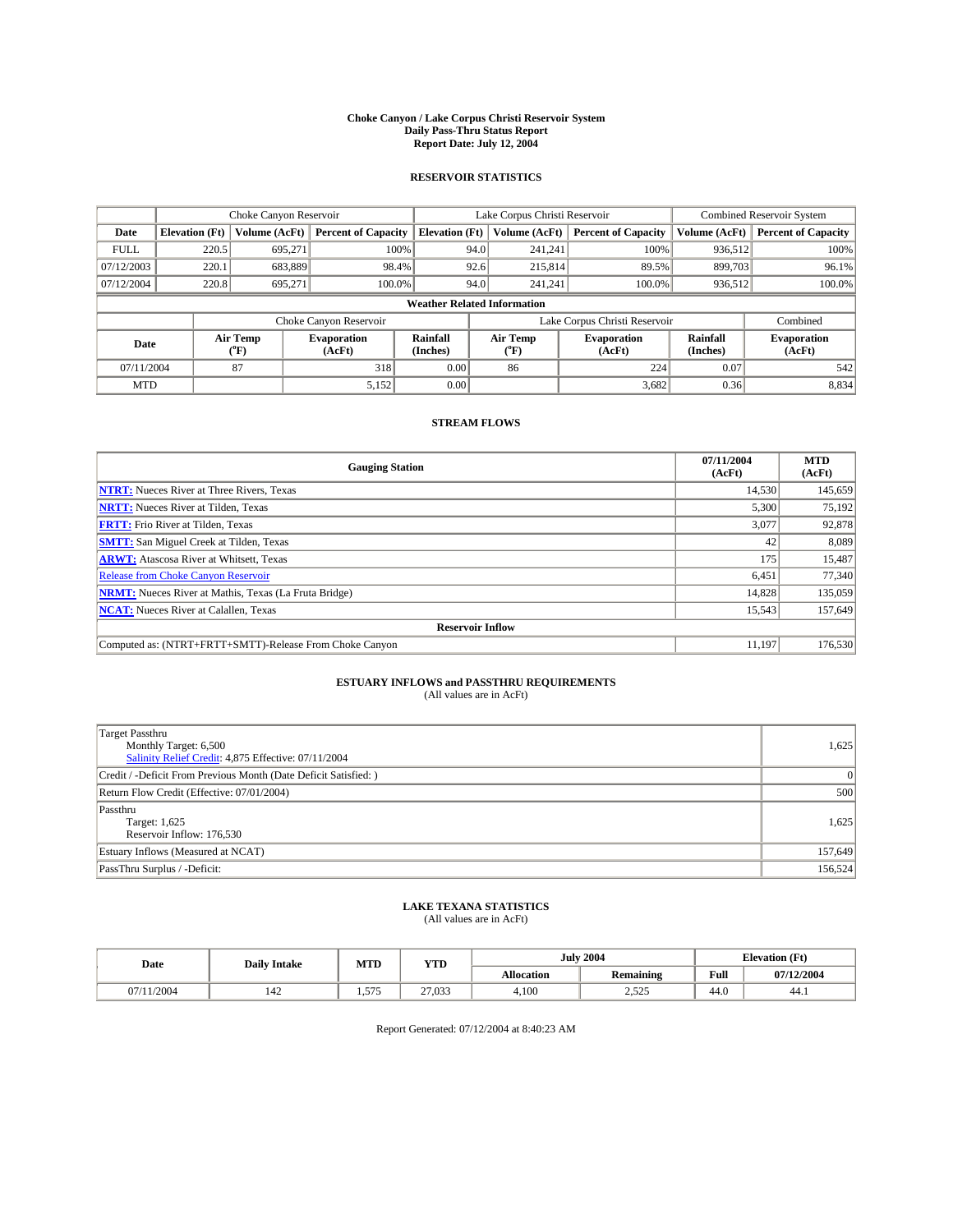# Choke Canyon / Lake Corpus Christi Reservoir System
## Daily Pass-Thru Status Report
## Report Date: July 12, 2004

### RESERVOIR STATISTICS

| | Choke Canyon Reservoir | | | Lake Corpus Christi Reservoir | | | Combined Reservoir System | |
|---|---|---|---|---|---|---|---|---|
| Date | Elevation (Ft) | Volume (AcFt) | Percent of Capacity | Elevation (Ft) | Volume (AcFt) | Percent of Capacity | Volume (AcFt) | Percent of Capacity |
| FULL | 220.5 | 695,271 | 100% | 94.0 | 241,241 | 100% | 936,512 | 100% |
| 07/12/2003 | 220.1 | 683,889 | 98.4% | 92.6 | 215,814 | 89.5% | 899,703 | 96.1% |
| 07/12/2004 | 220.8 | 695,271 | 100.0% | 94.0 | 241,241 | 100.0% | 936,512 | 100.0% |

**Weather Related Information**

| | Choke Canyon Reservoir | | | Lake Corpus Christi Reservoir | | | Combined |
|---|---|---|---|---|---|---|---|
| Date | Air Temp (°F) | Evaporation (AcFt) | Rainfall (Inches) | Air Temp (°F) | Evaporation (AcFt) | Rainfall (Inches) | Evaporation (AcFt) |
| 07/11/2004 | 87 | 318 | 0.00 | 86 | 224 | 0.07 | 542 |
| MTD | | 5,152 | 0.00 | | 3,682 | 0.36 | 8,834 |

### STREAM FLOWS

| Gauging Station | 07/11/2004 (AcFt) | MTD (AcFt) |
|---|---|---|
| NTRT: Nueces River at Three Rivers, Texas | 14,530 | 145,659 |
| NRTT: Nueces River at Tilden, Texas | 5,300 | 75,192 |
| FRTT: Frio River at Tilden, Texas | 3,077 | 92,878 |
| SMTT: San Miguel Creek at Tilden, Texas | 42 | 8,089 |
| ARWT: Atascosa River at Whitsett, Texas | 175 | 15,487 |
| Release from Choke Canyon Reservoir | 6,451 | 77,340 |
| NRMT: Nueces River at Mathis, Texas (La Fruta Bridge) | 14,828 | 135,059 |
| NCAT: Nueces River at Calallen, Texas | 15,543 | 157,649 |
| **Reservoir Inflow** | | |
| Computed as: (NTRT+FRTT+SMTT)-Release From Choke Canyon | 11,197 | 176,530 |

### ESTUARY INFLOWS and PASSTHRU REQUIREMENTS
(All values are in AcFt)

| | |
|---|---|
| Target Passthru<br>Monthly Target: 6,500<br>Salinity Relief Credit: 4,875 Effective: 07/11/2004 | 1,625 |
| Credit / -Deficit From Previous Month (Date Deficit Satisfied: ) | 0 |
| Return Flow Credit (Effective: 07/01/2004) | 500 |
| Passthru<br>Target: 1,625<br>Reservoir Inflow: 176,530 | 1,625 |
| Estuary Inflows (Measured at NCAT) | 157,649 |
| PassThru Surplus / -Deficit: | 156,524 |

### LAKE TEXANA STATISTICS
(All values are in AcFt)

| Date | Daily Intake | MTD | YTD | July 2004 | | Elevation (Ft) | |
|---|---|---|---|---|---|---|---|
| | | | | Allocation | Remaining | Full | 07/12/2004 |
| 07/11/2004 | 142 | 1,575 | 27,033 | 4,100 | 2,525 | 44.0 | 44.1 |

Report Generated: 07/12/2004 at 8:40:23 AM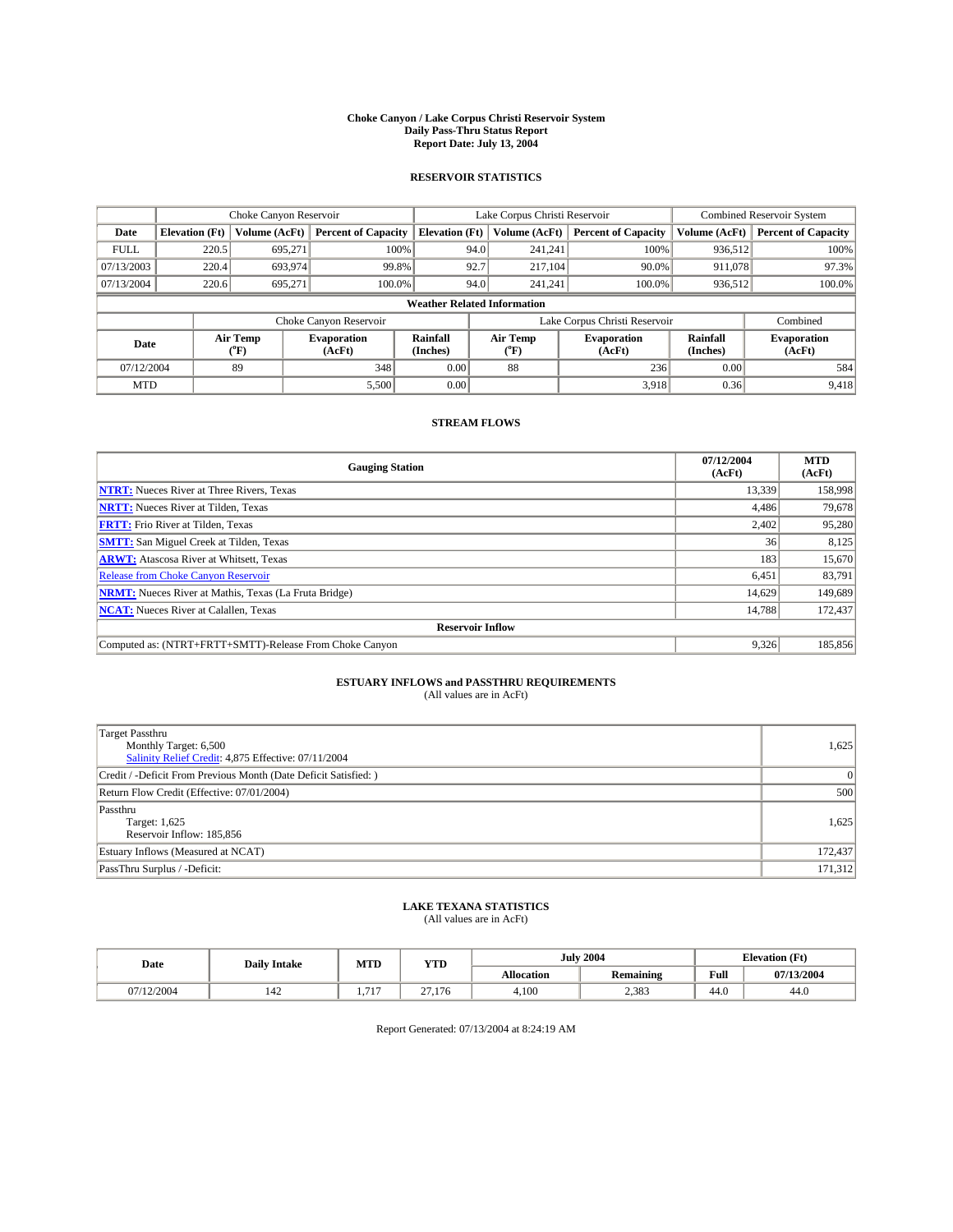**Choke Canyon / Lake Corpus Christi Reservoir System**
**Daily Pass-Thru Status Report**
**Report Date: July 13, 2004**

## RESERVOIR STATISTICS

| | Choke Canyon Reservoir | | | Lake Corpus Christi Reservoir | | | Combined Reservoir System | |
|---|---|---|---|---|---|---|---|---|
| **Date** | **Elevation (Ft)** | **Volume (AcFt)** | **Percent of Capacity** | **Elevation (Ft)** | **Volume (AcFt)** | **Percent of Capacity** | **Volume (AcFt)** | **Percent of Capacity** |
| FULL | 220.5 | 695,271 | 100% | 94.0 | 241,241 | 100% | 936,512 | 100% |
| 07/13/2003 | 220.4 | 693,974 | 99.8% | 92.7 | 217,104 | 90.0% | 911,078 | 97.3% |
| 07/13/2004 | 220.6 | 695,271 | 100.0% | 94.0 | 241,241 | 100.0% | 936,512 | 100.0% |

**Weather Related Information**

| | Choke Canyon Reservoir | | | Lake Corpus Christi Reservoir | | | Combined |
|---|---|---|---|---|---|---|---|
| **Date** | **Air Temp (°F)** | **Evaporation (AcFt)** | **Rainfall (Inches)** | **Air Temp (°F)** | **Evaporation (AcFt)** | **Rainfall (Inches)** | **Evaporation (AcFt)** |
| 07/12/2004 | 89 | 348 | 0.00 | 88 | 236 | 0.00 | 584 |
| MTD | | 5,500 | 0.00 | | 3,918 | 0.36 | 9,418 |

## STREAM FLOWS

| Gauging Station | 07/12/2004 (AcFt) | MTD (AcFt) |
|---|---|---|
| NTRT: Nueces River at Three Rivers, Texas | 13,339 | 158,998 |
| NRTT: Nueces River at Tilden, Texas | 4,486 | 79,678 |
| FRTT: Frio River at Tilden, Texas | 2,402 | 95,280 |
| SMTT: San Miguel Creek at Tilden, Texas | 36 | 8,125 |
| ARWT: Atascosa River at Whitsett, Texas | 183 | 15,670 |
| Release from Choke Canyon Reservoir | 6,451 | 83,791 |
| NRMT: Nueces River at Mathis, Texas (La Fruta Bridge) | 14,629 | 149,689 |
| NCAT: Nueces River at Calallen, Texas | 14,788 | 172,437 |
| **Reservoir Inflow** | | |
| Computed as: (NTRT+FRTT+SMTT)-Release From Choke Canyon | 9,326 | 185,856 |

## ESTUARY INFLOWS and PASSTHRU REQUIREMENTS
(All values are in AcFt)

| | |
|---|---|
| Target Passthru<br>Monthly Target: 6,500<br>Salinity Relief Credit: 4,875 Effective: 07/11/2004 | 1,625 |
| Credit / -Deficit From Previous Month (Date Deficit Satisfied: ) | 0 |
| Return Flow Credit (Effective: 07/01/2004) | 500 |
| Passthru<br>Target: 1,625<br>Reservoir Inflow: 185,856 | 1,625 |
| Estuary Inflows (Measured at NCAT) | 172,437 |
| PassThru Surplus / -Deficit: | 171,312 |

## LAKE TEXANA STATISTICS
(All values are in AcFt)

| Date | Daily Intake | MTD | YTD | July 2004 | | Elevation (Ft) | |
|---|---|---|---|---|---|---|---|
| | | | | **Allocation** | **Remaining** | **Full** | **07/13/2004** |
| 07/12/2004 | 142 | 1,717 | 27,176 | 4,100 | 2,383 | 44.0 | 44.0 |

Report Generated: 07/13/2004 at 8:24:19 AM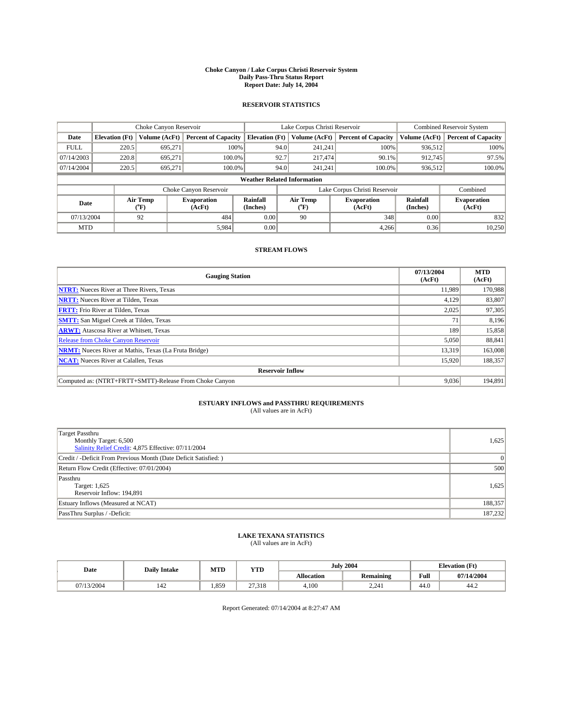# Choke Canyon / Lake Corpus Christi Reservoir System
## Daily Pass-Thru Status Report
## Report Date: July 14, 2004

### RESERVOIR STATISTICS

| | Choke Canyon Reservoir | | | Lake Corpus Christi Reservoir | | | Combined Reservoir System | |
|---|---|---|---|---|---|---|---|---|
| Date | Elevation (Ft) | Volume (AcFt) | Percent of Capacity | Elevation (Ft) | Volume (AcFt) | Percent of Capacity | Volume (AcFt) | Percent of Capacity |
| FULL | 220.5 | 695,271 | 100% | 94.0 | 241,241 | 100% | 936,512 | 100% |
| 07/14/2003 | 220.8 | 695,271 | 100.0% | 92.7 | 217,474 | 90.1% | 912,745 | 97.5% |
| 07/14/2004 | 220.5 | 695,271 | 100.0% | 94.0 | 241,241 | 100.0% | 936,512 | 100.0% |

**Weather Related Information**

| | Choke Canyon Reservoir | | | Lake Corpus Christi Reservoir | | | Combined |
|---|---|---|---|---|---|---|---|
| Date | Air Temp (°F) | Evaporation (AcFt) | Rainfall (Inches) | Air Temp (°F) | Evaporation (AcFt) | Rainfall (Inches) | Evaporation (AcFt) |
| 07/13/2004 | 92 | 484 | 0.00 | 90 | 348 | 0.00 | 832 |
| MTD | | 5,984 | 0.00 | | 4,266 | 0.36 | 10,250 |

### STREAM FLOWS

| Gauging Station | 07/13/2004 (AcFt) | MTD (AcFt) |
|---|---|---|
| NTRT: Nueces River at Three Rivers, Texas | 11,989 | 170,988 |
| NRTT: Nueces River at Tilden, Texas | 4,129 | 83,807 |
| FRTT: Frio River at Tilden, Texas | 2,025 | 97,305 |
| SMTT: San Miguel Creek at Tilden, Texas | 71 | 8,196 |
| ARWT: Atascosa River at Whitsett, Texas | 189 | 15,858 |
| Release from Choke Canyon Reservoir | 5,050 | 88,841 |
| NRMT: Nueces River at Mathis, Texas (La Fruta Bridge) | 13,319 | 163,008 |
| NCAT: Nueces River at Calallen, Texas | 15,920 | 188,357 |
| **Reservoir Inflow** | | |
| Computed as: (NTRT+FRTT+SMTT)-Release From Choke Canyon | 9,036 | 194,891 |

### ESTUARY INFLOWS and PASSTHRU REQUIREMENTS
(All values are in AcFt)

| | |
|---|---|
| Target Passthru<br>Monthly Target: 6,500<br>Salinity Relief Credit: 4,875 Effective: 07/11/2004 | 1,625 |
| Credit / -Deficit From Previous Month (Date Deficit Satisfied: ) | 0 |
| Return Flow Credit (Effective: 07/01/2004) | 500 |
| Passthru<br>Target: 1,625<br>Reservoir Inflow: 194,891 | 1,625 |
| Estuary Inflows (Measured at NCAT) | 188,357 |
| PassThru Surplus / -Deficit: | 187,232 |

### LAKE TEXANA STATISTICS
(All values are in AcFt)

| Date | Daily Intake | MTD | YTD | July 2004 | | Elevation (Ft) | |
|---|---|---|---|---|---|---|---|
| | | | | Allocation | Remaining | Full | 07/14/2004 |
| 07/13/2004 | 142 | 1,859 | 27,318 | 4,100 | 2,241 | 44.0 | 44.2 |

Report Generated: 07/14/2004 at 8:27:47 AM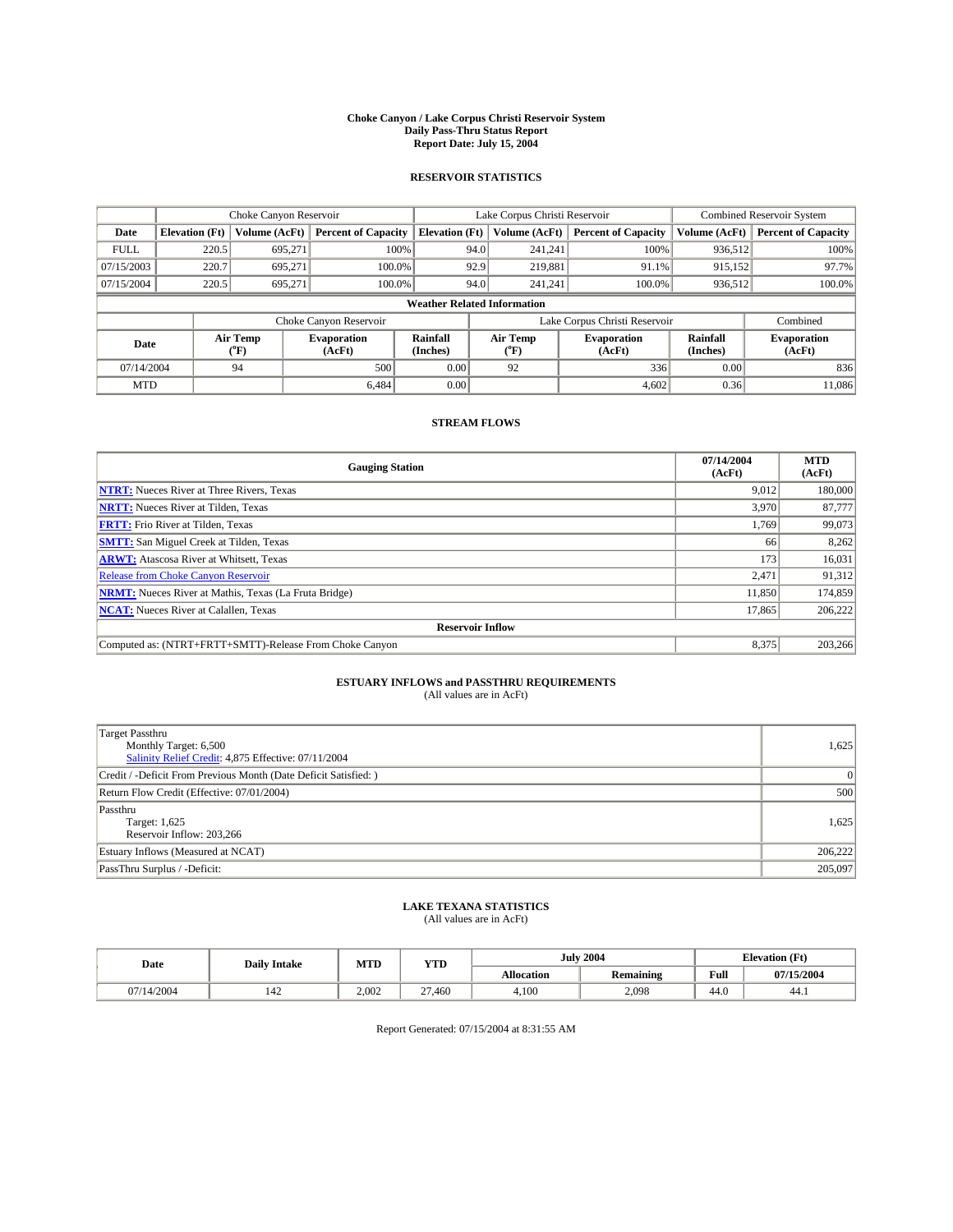# Choke Canyon / Lake Corpus Christi Reservoir System
## Daily Pass-Thru Status Report
## Report Date: July 15, 2004

### RESERVOIR STATISTICS

| | Choke Canyon Reservoir | | | Lake Corpus Christi Reservoir | | | Combined Reservoir System | |
|---|---|---|---|---|---|---|---|---|
| Date | Elevation (Ft) | Volume (AcFt) | Percent of Capacity | Elevation (Ft) | Volume (AcFt) | Percent of Capacity | Volume (AcFt) | Percent of Capacity |
| FULL | 220.5 | 695,271 | 100% | 94.0 | 241,241 | 100% | 936,512 | 100% |
| 07/15/2003 | 220.7 | 695,271 | 100.0% | 92.9 | 219,881 | 91.1% | 915,152 | 97.7% |
| 07/15/2004 | 220.5 | 695,271 | 100.0% | 94.0 | 241,241 | 100.0% | 936,512 | 100.0% |

**Weather Related Information**

| | Choke Canyon Reservoir | | | Lake Corpus Christi Reservoir | | | Combined |
|---|---|---|---|---|---|---|---|
| Date | Air Temp (°F) | Evaporation (AcFt) | Rainfall (Inches) | Air Temp (°F) | Evaporation (AcFt) | Rainfall (Inches) | Evaporation (AcFt) |
| 07/14/2004 | 94 | 500 | 0.00 | 92 | 336 | 0.00 | 836 |
| MTD | | 6,484 | 0.00 | | 4,602 | 0.36 | 11,086 |

### STREAM FLOWS

| Gauging Station | 07/14/2004 (AcFt) | MTD (AcFt) |
|---|---|---|
| NTRT: Nueces River at Three Rivers, Texas | 9,012 | 180,000 |
| NRTT: Nueces River at Tilden, Texas | 3,970 | 87,777 |
| FRTT: Frio River at Tilden, Texas | 1,769 | 99,073 |
| SMTT: San Miguel Creek at Tilden, Texas | 66 | 8,262 |
| ARWT: Atascosa River at Whitsett, Texas | 173 | 16,031 |
| Release from Choke Canyon Reservoir | 2,471 | 91,312 |
| NRMT: Nueces River at Mathis, Texas (La Fruta Bridge) | 11,850 | 174,859 |
| NCAT: Nueces River at Calallen, Texas | 17,865 | 206,222 |
| **Reservoir Inflow** | | |
| Computed as: (NTRT+FRTT+SMTT)-Release From Choke Canyon | 8,375 | 203,266 |

### ESTUARY INFLOWS and PASSTHRU REQUIREMENTS
(All values are in AcFt)

| | |
|---|---|
| Target Passthru<br>Monthly Target: 6,500<br>Salinity Relief Credit: 4,875 Effective: 07/11/2004 | 1,625 |
| Credit / -Deficit From Previous Month (Date Deficit Satisfied: ) | 0 |
| Return Flow Credit (Effective: 07/01/2004) | 500 |
| Passthru<br>Target: 1,625<br>Reservoir Inflow: 203,266 | 1,625 |
| Estuary Inflows (Measured at NCAT) | 206,222 |
| PassThru Surplus / -Deficit: | 205,097 |

### LAKE TEXANA STATISTICS
(All values are in AcFt)

| Date | Daily Intake | MTD | YTD | July 2004 | | Elevation (Ft) | |
|---|---|---|---|---|---|---|---|
| | | | | Allocation | Remaining | Full | 07/15/2004 |
| 07/14/2004 | 142 | 2,002 | 27,460 | 4,100 | 2,098 | 44.0 | 44.1 |

Report Generated: 07/15/2004 at 8:31:55 AM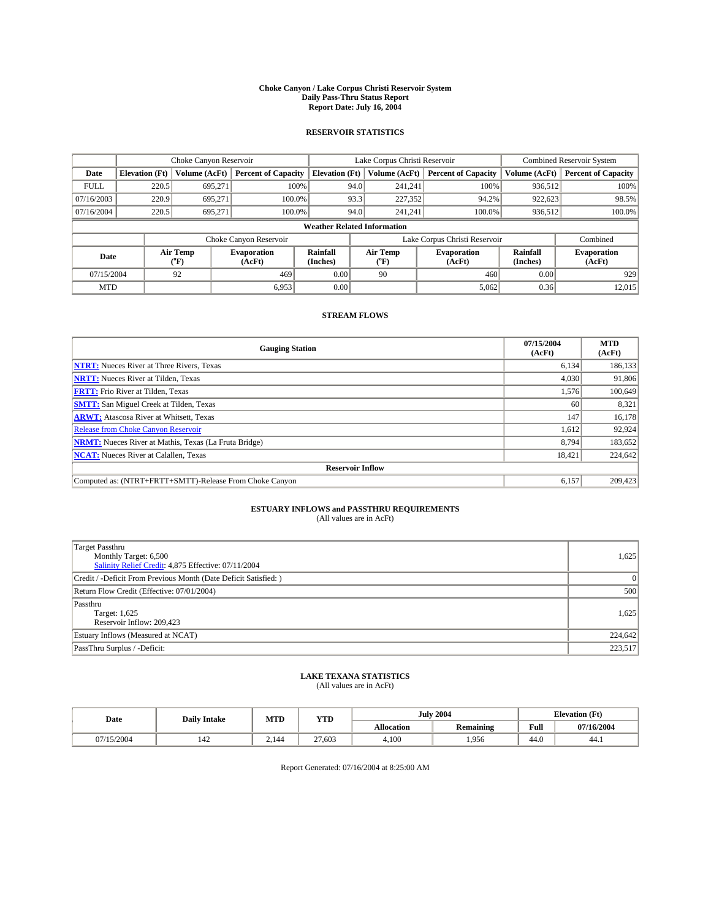**Choke Canyon / Lake Corpus Christi Reservoir System**
**Daily Pass-Thru Status Report**
**Report Date: July 16, 2004**

## RESERVOIR STATISTICS

| | Choke Canyon Reservoir | | | Lake Corpus Christi Reservoir | | | Combined Reservoir System | |
|---|---|---|---|---|---|---|---|---|
| **Date** | **Elevation (Ft)** | **Volume (AcFt)** | **Percent of Capacity** | **Elevation (Ft)** | **Volume (AcFt)** | **Percent of Capacity** | **Volume (AcFt)** | **Percent of Capacity** |
| FULL | 220.5 | 695,271 | 100% | 94.0 | 241,241 | 100% | 936,512 | 100% |
| 07/16/2003 | 220.9 | 695,271 | 100.0% | 93.3 | 227,352 | 94.2% | 922,623 | 98.5% |
| 07/16/2004 | 220.5 | 695,271 | 100.0% | 94.0 | 241,241 | 100.0% | 936,512 | 100.0% |

**Weather Related Information**

| | Choke Canyon Reservoir | | | Lake Corpus Christi Reservoir | | | Combined |
|---|---|---|---|---|---|---|---|
| **Date** | **Air Temp (°F)** | **Evaporation (AcFt)** | **Rainfall (Inches)** | **Air Temp (°F)** | **Evaporation (AcFt)** | **Rainfall (Inches)** | **Evaporation (AcFt)** |
| 07/15/2004 | 92 | 469 | 0.00 | 90 | 460 | 0.00 | 929 |
| MTD | | 6,953 | 0.00 | | 5,062 | 0.36 | 12,015 |

## STREAM FLOWS

| Gauging Station | 07/15/2004 (AcFt) | MTD (AcFt) |
|---|---|---|
| **NTRT:** Nueces River at Three Rivers, Texas | 6,134 | 186,133 |
| **NRTT:** Nueces River at Tilden, Texas | 4,030 | 91,806 |
| **FRTT:** Frio River at Tilden, Texas | 1,576 | 100,649 |
| **SMTT:** San Miguel Creek at Tilden, Texas | 60 | 8,321 |
| **ARWT:** Atascosa River at Whitsett, Texas | 147 | 16,178 |
| Release from Choke Canyon Reservoir | 1,612 | 92,924 |
| **NRMT:** Nueces River at Mathis, Texas (La Fruta Bridge) | 8,794 | 183,652 |
| **NCAT:** Nueces River at Calallen, Texas | 18,421 | 224,642 |
| **Reservoir Inflow** | | |
| Computed as: (NTRT+FRTT+SMTT)-Release From Choke Canyon | 6,157 | 209,423 |

## ESTUARY INFLOWS and PASSTHRU REQUIREMENTS

(All values are in AcFt)

| | |
|---|---|
| Target Passthru<br>Monthly Target: 6,500<br>Salinity Relief Credit: 4,875 Effective: 07/11/2004 | 1,625 |
| Credit / -Deficit From Previous Month (Date Deficit Satisfied: ) | 0 |
| Return Flow Credit (Effective: 07/01/2004) | 500 |
| Passthru<br>Target: 1,625<br>Reservoir Inflow: 209,423 | 1,625 |
| Estuary Inflows (Measured at NCAT) | 224,642 |
| PassThru Surplus / -Deficit: | 223,517 |

## LAKE TEXANA STATISTICS

(All values are in AcFt)

| Date | Daily Intake | MTD | YTD | July 2004 | | Elevation (Ft) | |
|---|---|---|---|---|---|---|---|
| | | | | **Allocation** | **Remaining** | **Full** | **07/16/2004** |
| 07/15/2004 | 142 | 2,144 | 27,603 | 4,100 | 1,956 | 44.0 | 44.1 |

Report Generated: 07/16/2004 at 8:25:00 AM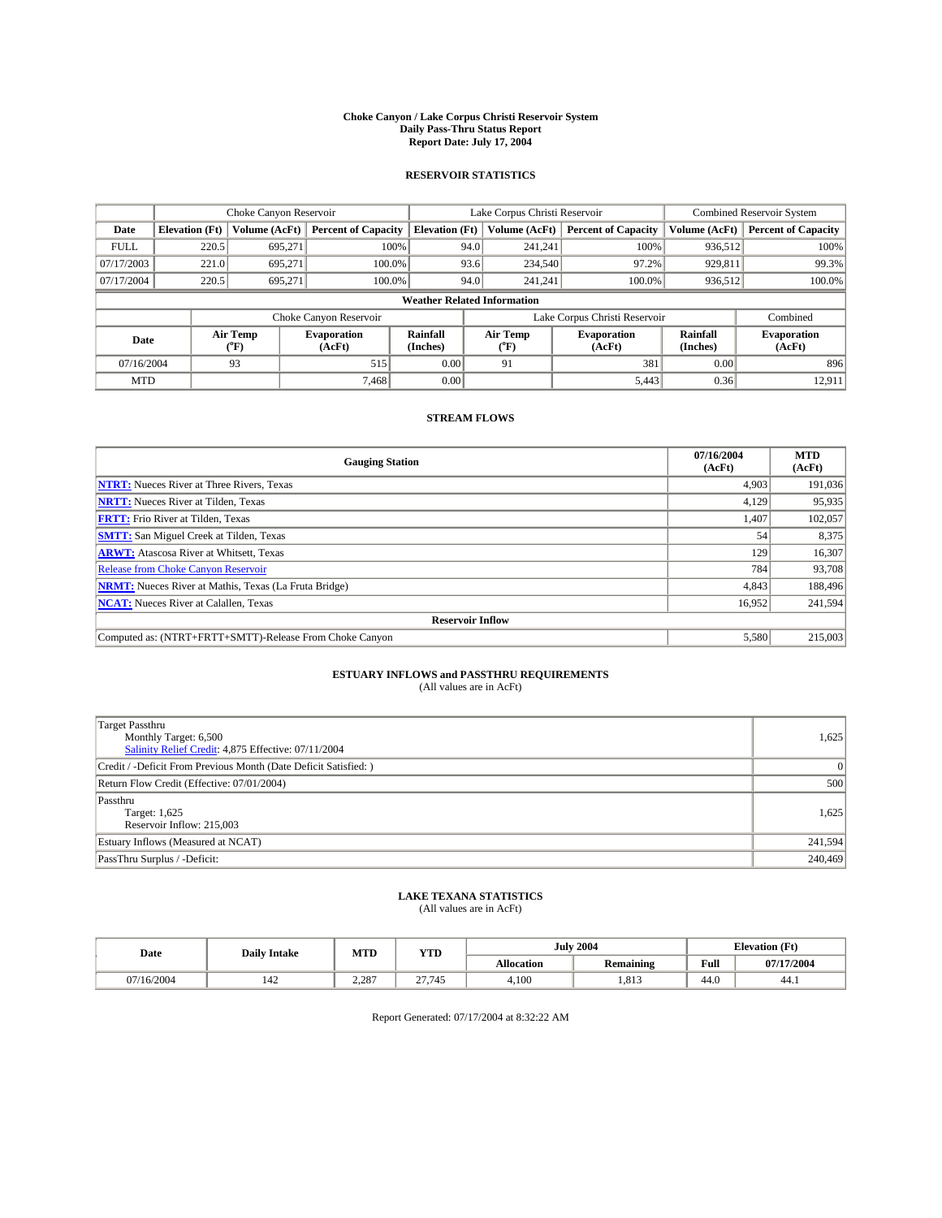# Choke Canyon / Lake Corpus Christi Reservoir System
## Daily Pass-Thru Status Report
### Report Date: July 17, 2004

## RESERVOIR STATISTICS

| | Choke Canyon Reservoir | | | Lake Corpus Christi Reservoir | | | Combined Reservoir System | |
|---|---|---|---|---|---|---|---|---|
| Date | Elevation (Ft) | Volume (AcFt) | Percent of Capacity | Elevation (Ft) | Volume (AcFt) | Percent of Capacity | Volume (AcFt) | Percent of Capacity |
| FULL | 220.5 | 695,271 | 100% | 94.0 | 241,241 | 100% | 936,512 | 100% |
| 07/17/2003 | 221.0 | 695,271 | 100.0% | 93.6 | 234,540 | 97.2% | 929,811 | 99.3% |
| 07/17/2004 | 220.5 | 695,271 | 100.0% | 94.0 | 241,241 | 100.0% | 936,512 | 100.0% |

**Weather Related Information**

| | Choke Canyon Reservoir | | | Lake Corpus Christi Reservoir | | | Combined |
|---|---|---|---|---|---|---|---|
| Date | Air Temp (°F) | Evaporation (AcFt) | Rainfall (Inches) | Air Temp (°F) | Evaporation (AcFt) | Rainfall (Inches) | Evaporation (AcFt) |
| 07/16/2004 | 93 | 515 | 0.00 | 91 | 381 | 0.00 | 896 |
| MTD | | 7,468 | 0.00 | | 5,443 | 0.36 | 12,911 |

## STREAM FLOWS

| Gauging Station | 07/16/2004 (AcFt) | MTD (AcFt) |
|---|---|---|
| NTRT: Nueces River at Three Rivers, Texas | 4,903 | 191,036 |
| NRTT: Nueces River at Tilden, Texas | 4,129 | 95,935 |
| FRTT: Frio River at Tilden, Texas | 1,407 | 102,057 |
| SMTT: San Miguel Creek at Tilden, Texas | 54 | 8,375 |
| ARWT: Atascosa River at Whitsett, Texas | 129 | 16,307 |
| Release from Choke Canyon Reservoir | 784 | 93,708 |
| NRMT: Nueces River at Mathis, Texas (La Fruta Bridge) | 4,843 | 188,496 |
| NCAT: Nueces River at Calallen, Texas | 16,952 | 241,594 |
| **Reservoir Inflow** | | |
| Computed as: (NTRT+FRTT+SMTT)-Release From Choke Canyon | 5,580 | 215,003 |

## ESTUARY INFLOWS and PASSTHRU REQUIREMENTS
(All values are in AcFt)

| | |
|---|---|
| Target Passthru<br>Monthly Target: 6,500<br>Salinity Relief Credit: 4,875 Effective: 07/11/2004 | 1,625 |
| Credit / -Deficit From Previous Month (Date Deficit Satisfied: ) | 0 |
| Return Flow Credit (Effective: 07/01/2004) | 500 |
| Passthru<br>Target: 1,625<br>Reservoir Inflow: 215,003 | 1,625 |
| Estuary Inflows (Measured at NCAT) | 241,594 |
| PassThru Surplus / -Deficit: | 240,469 |

## LAKE TEXANA STATISTICS
(All values are in AcFt)

| Date | Daily Intake | MTD | YTD | July 2004 | | Elevation (Ft) | |
|---|---|---|---|---|---|---|---|
| | | | | Allocation | Remaining | Full | 07/17/2004 |
| 07/16/2004 | 142 | 2,287 | 27,745 | 4,100 | 1,813 | 44.0 | 44.1 |

Report Generated: 07/17/2004 at 8:32:22 AM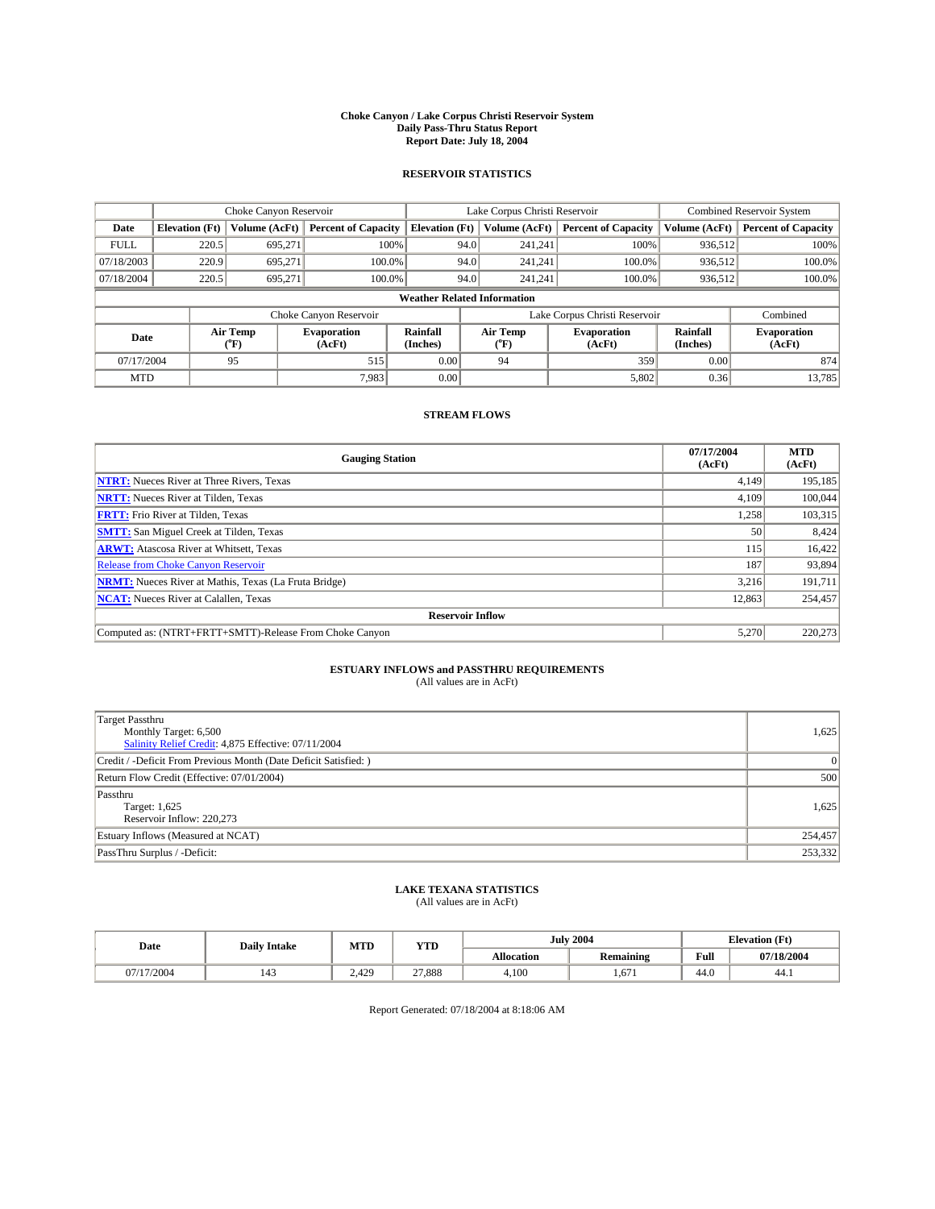# Choke Canyon / Lake Corpus Christi Reservoir System
## Daily Pass-Thru Status Report
## Report Date: July 18, 2004

### RESERVOIR STATISTICS

| | Choke Canyon Reservoir | | | Lake Corpus Christi Reservoir | | | Combined Reservoir System | |
|---|---|---|---|---|---|---|---|---|
| Date | Elevation (Ft) | Volume (AcFt) | Percent of Capacity | Elevation (Ft) | Volume (AcFt) | Percent of Capacity | Volume (AcFt) | Percent of Capacity |
| FULL | 220.5 | 695,271 | 100% | 94.0 | 241,241 | 100% | 936,512 | 100% |
| 07/18/2003 | 220.9 | 695,271 | 100.0% | 94.0 | 241,241 | 100.0% | 936,512 | 100.0% |
| 07/18/2004 | 220.5 | 695,271 | 100.0% | 94.0 | 241,241 | 100.0% | 936,512 | 100.0% |

**Weather Related Information**

| | Choke Canyon Reservoir | | | Lake Corpus Christi Reservoir | | | Combined |
|---|---|---|---|---|---|---|---|
| Date | Air Temp (°F) | Evaporation (AcFt) | Rainfall (Inches) | Air Temp (°F) | Evaporation (AcFt) | Rainfall (Inches) | Evaporation (AcFt) |
| 07/17/2004 | 95 | 515 | 0.00 | 94 | 359 | 0.00 | 874 |
| MTD | | 7,983 | 0.00 | | 5,802 | 0.36 | 13,785 |

### STREAM FLOWS

| Gauging Station | 07/17/2004 (AcFt) | MTD (AcFt) |
|---|---|---|
| NTRT: Nueces River at Three Rivers, Texas | 4,149 | 195,185 |
| NRTT: Nueces River at Tilden, Texas | 4,109 | 100,044 |
| FRTT: Frio River at Tilden, Texas | 1,258 | 103,315 |
| SMTT: San Miguel Creek at Tilden, Texas | 50 | 8,424 |
| ARWT: Atascosa River at Whitsett, Texas | 115 | 16,422 |
| Release from Choke Canyon Reservoir | 187 | 93,894 |
| NRMT: Nueces River at Mathis, Texas (La Fruta Bridge) | 3,216 | 191,711 |
| NCAT: Nueces River at Calallen, Texas | 12,863 | 254,457 |
| **Reservoir Inflow** | | |
| Computed as: (NTRT+FRTT+SMTT)-Release From Choke Canyon | 5,270 | 220,273 |

### ESTUARY INFLOWS and PASSTHRU REQUIREMENTS
(All values are in AcFt)

| | |
|---|---|
| Target Passthru<br>Monthly Target: 6,500<br>Salinity Relief Credit: 4,875 Effective: 07/11/2004 | 1,625 |
| Credit / -Deficit From Previous Month (Date Deficit Satisfied: ) | 0 |
| Return Flow Credit (Effective: 07/01/2004) | 500 |
| Passthru<br>Target: 1,625<br>Reservoir Inflow: 220,273 | 1,625 |
| Estuary Inflows (Measured at NCAT) | 254,457 |
| PassThru Surplus / -Deficit: | 253,332 |

### LAKE TEXANA STATISTICS
(All values are in AcFt)

| Date | Daily Intake | MTD | YTD | July 2004 | | Elevation (Ft) | |
|---|---|---|---|---|---|---|---|
| | | | | Allocation | Remaining | Full | 07/18/2004 |
| 07/17/2004 | 143 | 2,429 | 27,888 | 4,100 | 1,671 | 44.0 | 44.1 |

Report Generated: 07/18/2004 at 8:18:06 AM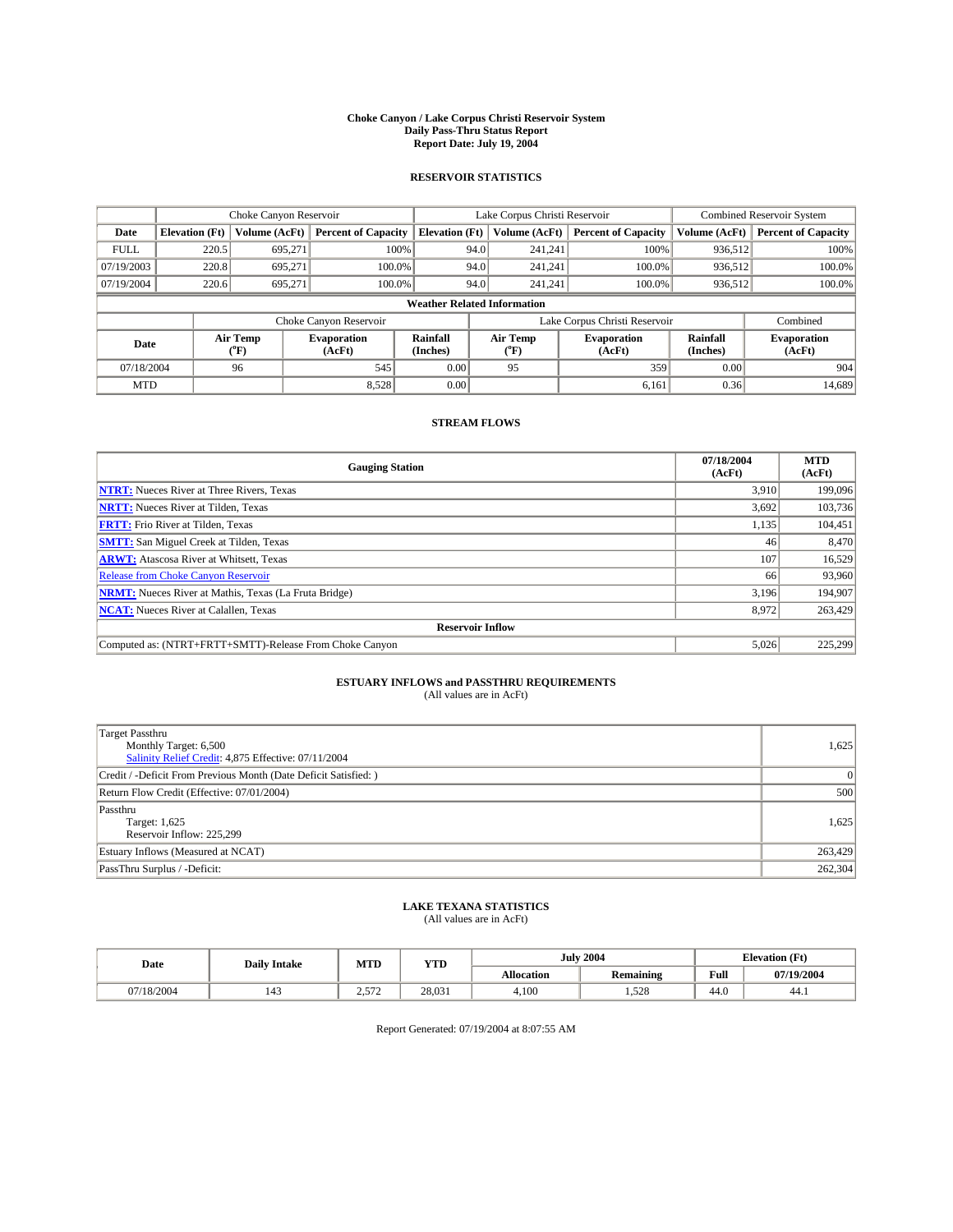# Choke Canyon / Lake Corpus Christi Reservoir System
## Daily Pass-Thru Status Report
## Report Date: July 19, 2004

### RESERVOIR STATISTICS

| | Choke Canyon Reservoir | | | Lake Corpus Christi Reservoir | | | Combined Reservoir System | |
|---|---|---|---|---|---|---|---|---|
| Date | Elevation (Ft) | Volume (AcFt) | Percent of Capacity | Elevation (Ft) | Volume (AcFt) | Percent of Capacity | Volume (AcFt) | Percent of Capacity |
| FULL | 220.5 | 695,271 | 100% | 94.0 | 241,241 | 100% | 936,512 | 100% |
| 07/19/2003 | 220.8 | 695,271 | 100.0% | 94.0 | 241,241 | 100.0% | 936,512 | 100.0% |
| 07/19/2004 | 220.6 | 695,271 | 100.0% | 94.0 | 241,241 | 100.0% | 936,512 | 100.0% |

**Weather Related Information**

| | Choke Canyon Reservoir | | | Lake Corpus Christi Reservoir | | | Combined |
|---|---|---|---|---|---|---|---|
| Date | Air Temp (°F) | Evaporation (AcFt) | Rainfall (Inches) | Air Temp (°F) | Evaporation (AcFt) | Rainfall (Inches) | Evaporation (AcFt) |
| 07/18/2004 | 96 | 545 | 0.00 | 95 | 359 | 0.00 | 904 |
| MTD | | 8,528 | 0.00 | | 6,161 | 0.36 | 14,689 |

### STREAM FLOWS

| Gauging Station | 07/18/2004 (AcFt) | MTD (AcFt) |
|---|---|---|
| NTRT: Nueces River at Three Rivers, Texas | 3,910 | 199,096 |
| NRTT: Nueces River at Tilden, Texas | 3,692 | 103,736 |
| FRTT: Frio River at Tilden, Texas | 1,135 | 104,451 |
| SMTT: San Miguel Creek at Tilden, Texas | 46 | 8,470 |
| ARWT: Atascosa River at Whitsett, Texas | 107 | 16,529 |
| Release from Choke Canyon Reservoir | 66 | 93,960 |
| NRMT: Nueces River at Mathis, Texas (La Fruta Bridge) | 3,196 | 194,907 |
| NCAT: Nueces River at Calallen, Texas | 8,972 | 263,429 |
| **Reservoir Inflow** | | |
| Computed as: (NTRT+FRTT+SMTT)-Release From Choke Canyon | 5,026 | 225,299 |

### ESTUARY INFLOWS and PASSTHRU REQUIREMENTS
(All values are in AcFt)

| | |
|---|---|
| Target Passthru<br>Monthly Target: 6,500<br>Salinity Relief Credit: 4,875 Effective: 07/11/2004 | 1,625 |
| Credit / -Deficit From Previous Month (Date Deficit Satisfied: ) | 0 |
| Return Flow Credit (Effective: 07/01/2004) | 500 |
| Passthru<br>Target: 1,625<br>Reservoir Inflow: 225,299 | 1,625 |
| Estuary Inflows (Measured at NCAT) | 263,429 |
| PassThru Surplus / -Deficit: | 262,304 |

### LAKE TEXANA STATISTICS
(All values are in AcFt)

| Date | Daily Intake | MTD | YTD | July 2004 | | Elevation (Ft) | |
|---|---|---|---|---|---|---|---|
| | | | | Allocation | Remaining | Full | 07/19/2004 |
| 07/18/2004 | 143 | 2,572 | 28,031 | 4,100 | 1,528 | 44.0 | 44.1 |

Report Generated: 07/19/2004 at 8:07:55 AM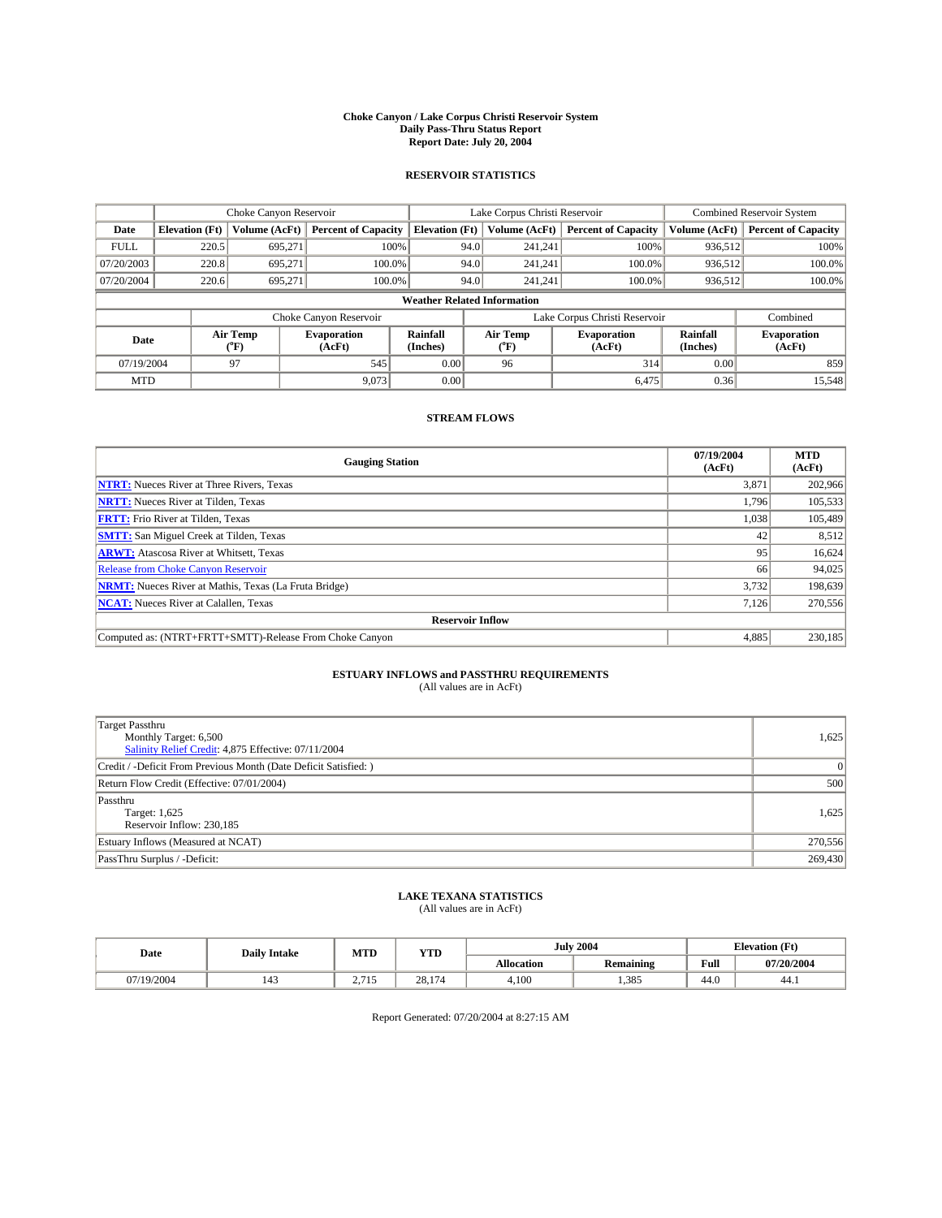# Choke Canyon / Lake Corpus Christi Reservoir System
## Daily Pass-Thru Status Report
### Report Date: July 20, 2004

## RESERVOIR STATISTICS

| | Choke Canyon Reservoir | | | Lake Corpus Christi Reservoir | | | Combined Reservoir System | |
|---|---|---|---|---|---|---|---|---|
| Date | Elevation (Ft) | Volume (AcFt) | Percent of Capacity | Elevation (Ft) | Volume (AcFt) | Percent of Capacity | Volume (AcFt) | Percent of Capacity |
| FULL | 220.5 | 695,271 | 100% | 94.0 | 241,241 | 100% | 936,512 | 100% |
| 07/20/2003 | 220.8 | 695,271 | 100.0% | 94.0 | 241,241 | 100.0% | 936,512 | 100.0% |
| 07/20/2004 | 220.6 | 695,271 | 100.0% | 94.0 | 241,241 | 100.0% | 936,512 | 100.0% |

**Weather Related Information**

| | Choke Canyon Reservoir | | | Lake Corpus Christi Reservoir | | | Combined |
|---|---|---|---|---|---|---|---|
| Date | Air Temp (°F) | Evaporation (AcFt) | Rainfall (Inches) | Air Temp (°F) | Evaporation (AcFt) | Rainfall (Inches) | Evaporation (AcFt) |
| 07/19/2004 | 97 | 545 | 0.00 | 96 | 314 | 0.00 | 859 |
| MTD | | 9,073 | 0.00 | | 6,475 | 0.36 | 15,548 |

## STREAM FLOWS

| Gauging Station | 07/19/2004 (AcFt) | MTD (AcFt) |
|---|---|---|
| **NTRT:** Nueces River at Three Rivers, Texas | 3,871 | 202,966 |
| **NRTT:** Nueces River at Tilden, Texas | 1,796 | 105,533 |
| **FRTT:** Frio River at Tilden, Texas | 1,038 | 105,489 |
| **SMTT:** San Miguel Creek at Tilden, Texas | 42 | 8,512 |
| **ARWT:** Atascosa River at Whitsett, Texas | 95 | 16,624 |
| Release from Choke Canyon Reservoir | 66 | 94,025 |
| **NRMT:** Nueces River at Mathis, Texas (La Fruta Bridge) | 3,732 | 198,639 |
| **NCAT:** Nueces River at Calallen, Texas | 7,126 | 270,556 |
| **Reservoir Inflow** | | |
| Computed as: (NTRT+FRTT+SMTT)-Release From Choke Canyon | 4,885 | 230,185 |

## ESTUARY INFLOWS and PASSTHRU REQUIREMENTS
(All values are in AcFt)

| | |
|---|---|
| Target Passthru<br>Monthly Target: 6,500<br>Salinity Relief Credit: 4,875 Effective: 07/11/2004 | 1,625 |
| Credit / -Deficit From Previous Month (Date Deficit Satisfied: ) | 0 |
| Return Flow Credit (Effective: 07/01/2004) | 500 |
| Passthru<br>Target: 1,625<br>Reservoir Inflow: 230,185 | 1,625 |
| Estuary Inflows (Measured at NCAT) | 270,556 |
| PassThru Surplus / -Deficit: | 269,430 |

## LAKE TEXANA STATISTICS
(All values are in AcFt)

| Date | Daily Intake | MTD | YTD | July 2004 | | Elevation (Ft) | |
|---|---|---|---|---|---|---|---|
| | | | | Allocation | Remaining | Full | 07/20/2004 |
| 07/19/2004 | 143 | 2,715 | 28,174 | 4,100 | 1,385 | 44.0 | 44.1 |

Report Generated: 07/20/2004 at 8:27:15 AM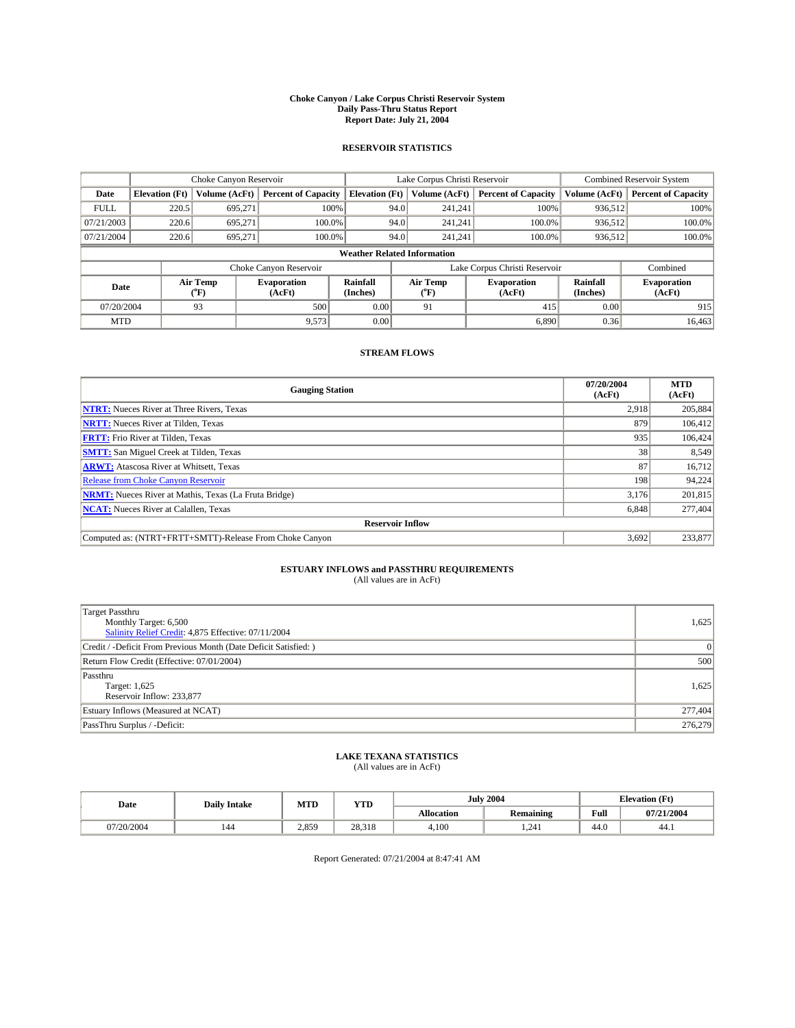# Choke Canyon / Lake Corpus Christi Reservoir System
## Daily Pass-Thru Status Report
## Report Date: July 21, 2004

### RESERVOIR STATISTICS

| | Choke Canyon Reservoir | | | Lake Corpus Christi Reservoir | | | Combined Reservoir System | |
|---|---|---|---|---|---|---|---|---|
| Date | Elevation (Ft) | Volume (AcFt) | Percent of Capacity | Elevation (Ft) | Volume (AcFt) | Percent of Capacity | Volume (AcFt) | Percent of Capacity |
| FULL | 220.5 | 695,271 | 100% | 94.0 | 241,241 | 100% | 936,512 | 100% |
| 07/21/2003 | 220.6 | 695,271 | 100.0% | 94.0 | 241,241 | 100.0% | 936,512 | 100.0% |
| 07/21/2004 | 220.6 | 695,271 | 100.0% | 94.0 | 241,241 | 100.0% | 936,512 | 100.0% |

**Weather Related Information**

| | Choke Canyon Reservoir | | | Lake Corpus Christi Reservoir | | | Combined |
|---|---|---|---|---|---|---|---|
| Date | Air Temp (°F) | Evaporation (AcFt) | Rainfall (Inches) | Air Temp (°F) | Evaporation (AcFt) | Rainfall (Inches) | Evaporation (AcFt) |
| 07/20/2004 | 93 | 500 | 0.00 | 91 | 415 | 0.00 | 915 |
| MTD | | 9,573 | 0.00 | | 6,890 | 0.36 | 16,463 |

### STREAM FLOWS

| Gauging Station | 07/20/2004 (AcFt) | MTD (AcFt) |
|---|---|---|
| NTRT: Nueces River at Three Rivers, Texas | 2,918 | 205,884 |
| NRTT: Nueces River at Tilden, Texas | 879 | 106,412 |
| FRTT: Frio River at Tilden, Texas | 935 | 106,424 |
| SMTT: San Miguel Creek at Tilden, Texas | 38 | 8,549 |
| ARWT: Atascosa River at Whitsett, Texas | 87 | 16,712 |
| Release from Choke Canyon Reservoir | 198 | 94,224 |
| NRMT: Nueces River at Mathis, Texas (La Fruta Bridge) | 3,176 | 201,815 |
| NCAT: Nueces River at Calallen, Texas | 6,848 | 277,404 |
| **Reservoir Inflow** | | |
| Computed as: (NTRT+FRTT+SMTT)-Release From Choke Canyon | 3,692 | 233,877 |

### ESTUARY INFLOWS and PASSTHRU REQUIREMENTS
(All values are in AcFt)

| | |
|---|---|
| Target Passthru<br>Monthly Target: 6,500<br>Salinity Relief Credit: 4,875 Effective: 07/11/2004 | 1,625 |
| Credit / -Deficit From Previous Month (Date Deficit Satisfied: ) | 0 |
| Return Flow Credit (Effective: 07/01/2004) | 500 |
| Passthru<br>Target: 1,625<br>Reservoir Inflow: 233,877 | 1,625 |
| Estuary Inflows (Measured at NCAT) | 277,404 |
| PassThru Surplus / -Deficit: | 276,279 |

### LAKE TEXANA STATISTICS
(All values are in AcFt)

| Date | Daily Intake | MTD | YTD | July 2004 | | Elevation (Ft) | |
|---|---|---|---|---|---|---|---|
| | | | | Allocation | Remaining | Full | 07/21/2004 |
| 07/20/2004 | 144 | 2,859 | 28,318 | 4,100 | 1,241 | 44.0 | 44.1 |

Report Generated: 07/21/2004 at 8:47:41 AM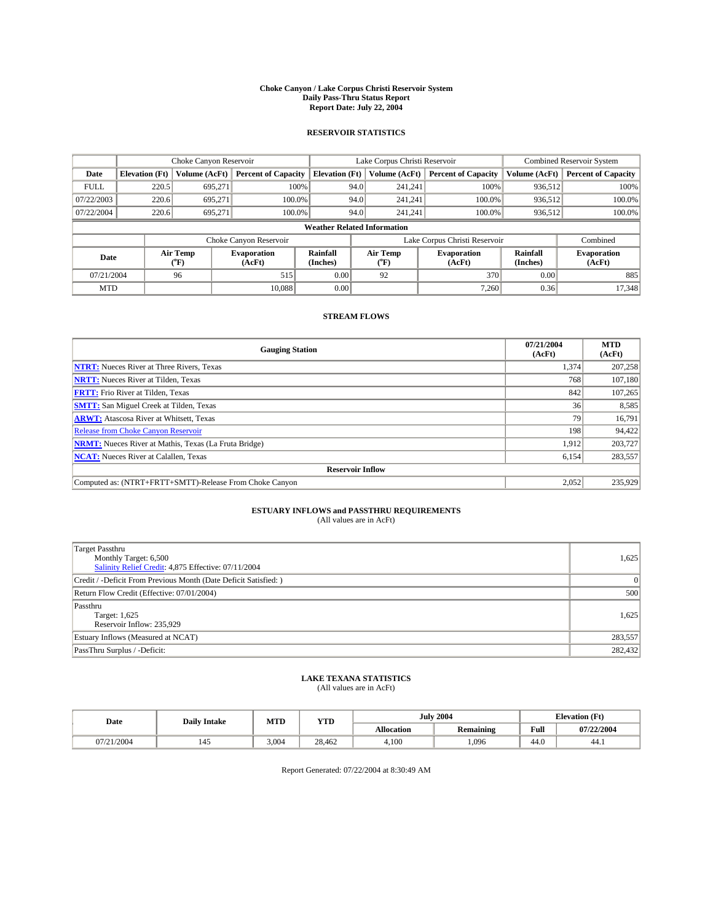**Choke Canyon / Lake Corpus Christi Reservoir System**
**Daily Pass-Thru Status Report**
**Report Date: July 22, 2004**

## RESERVOIR STATISTICS

| | Choke Canyon Reservoir | | | Lake Corpus Christi Reservoir | | | Combined Reservoir System | |
|---|---|---|---|---|---|---|---|---|
| **Date** | **Elevation (Ft)** | **Volume (AcFt)** | **Percent of Capacity** | **Elevation (Ft)** | **Volume (AcFt)** | **Percent of Capacity** | **Volume (AcFt)** | **Percent of Capacity** |
| FULL | 220.5 | 695,271 | 100% | 94.0 | 241,241 | 100% | 936,512 | 100% |
| 07/22/2003 | 220.6 | 695,271 | 100.0% | 94.0 | 241,241 | 100.0% | 936,512 | 100.0% |
| 07/22/2004 | 220.6 | 695,271 | 100.0% | 94.0 | 241,241 | 100.0% | 936,512 | 100.0% |

**Weather Related Information**

| | Choke Canyon Reservoir | | | Lake Corpus Christi Reservoir | | | Combined |
|---|---|---|---|---|---|---|---|
| **Date** | **Air Temp (°F)** | **Evaporation (AcFt)** | **Rainfall (Inches)** | **Air Temp (°F)** | **Evaporation (AcFt)** | **Rainfall (Inches)** | **Evaporation (AcFt)** |
| 07/21/2004 | 96 | 515 | 0.00 | 92 | 370 | 0.00 | 885 |
| MTD | | 10,088 | 0.00 | | 7,260 | 0.36 | 17,348 |

## STREAM FLOWS

| Gauging Station | 07/21/2004 (AcFt) | MTD (AcFt) |
|---|---|---|
| **NTRT:** Nueces River at Three Rivers, Texas | 1,374 | 207,258 |
| **NRTT:** Nueces River at Tilden, Texas | 768 | 107,180 |
| **FRTT:** Frio River at Tilden, Texas | 842 | 107,265 |
| **SMTT:** San Miguel Creek at Tilden, Texas | 36 | 8,585 |
| **ARWT:** Atascosa River at Whitsett, Texas | 79 | 16,791 |
| Release from Choke Canyon Reservoir | 198 | 94,422 |
| **NRMT:** Nueces River at Mathis, Texas (La Fruta Bridge) | 1,912 | 203,727 |
| **NCAT:** Nueces River at Calallen, Texas | 6,154 | 283,557 |
| **Reservoir Inflow** | | |
| Computed as: (NTRT+FRTT+SMTT)-Release From Choke Canyon | 2,052 | 235,929 |

## ESTUARY INFLOWS and PASSTHRU REQUIREMENTS

(All values are in AcFt)

| | |
|---|---|
| Target Passthru<br>Monthly Target: 6,500<br>Salinity Relief Credit: 4,875 Effective: 07/11/2004 | 1,625 |
| Credit / -Deficit From Previous Month (Date Deficit Satisfied: ) | 0 |
| Return Flow Credit (Effective: 07/01/2004) | 500 |
| Passthru<br>Target: 1,625<br>Reservoir Inflow: 235,929 | 1,625 |
| Estuary Inflows (Measured at NCAT) | 283,557 |
| PassThru Surplus / -Deficit: | 282,432 |

## LAKE TEXANA STATISTICS

(All values are in AcFt)

| Date | Daily Intake | MTD | YTD | July 2004 | | Elevation (Ft) | |
|---|---|---|---|---|---|---|---|
| | | | | **Allocation** | **Remaining** | **Full** | **07/22/2004** |
| 07/21/2004 | 145 | 3,004 | 28,462 | 4,100 | 1,096 | 44.0 | 44.1 |

Report Generated: 07/22/2004 at 8:30:49 AM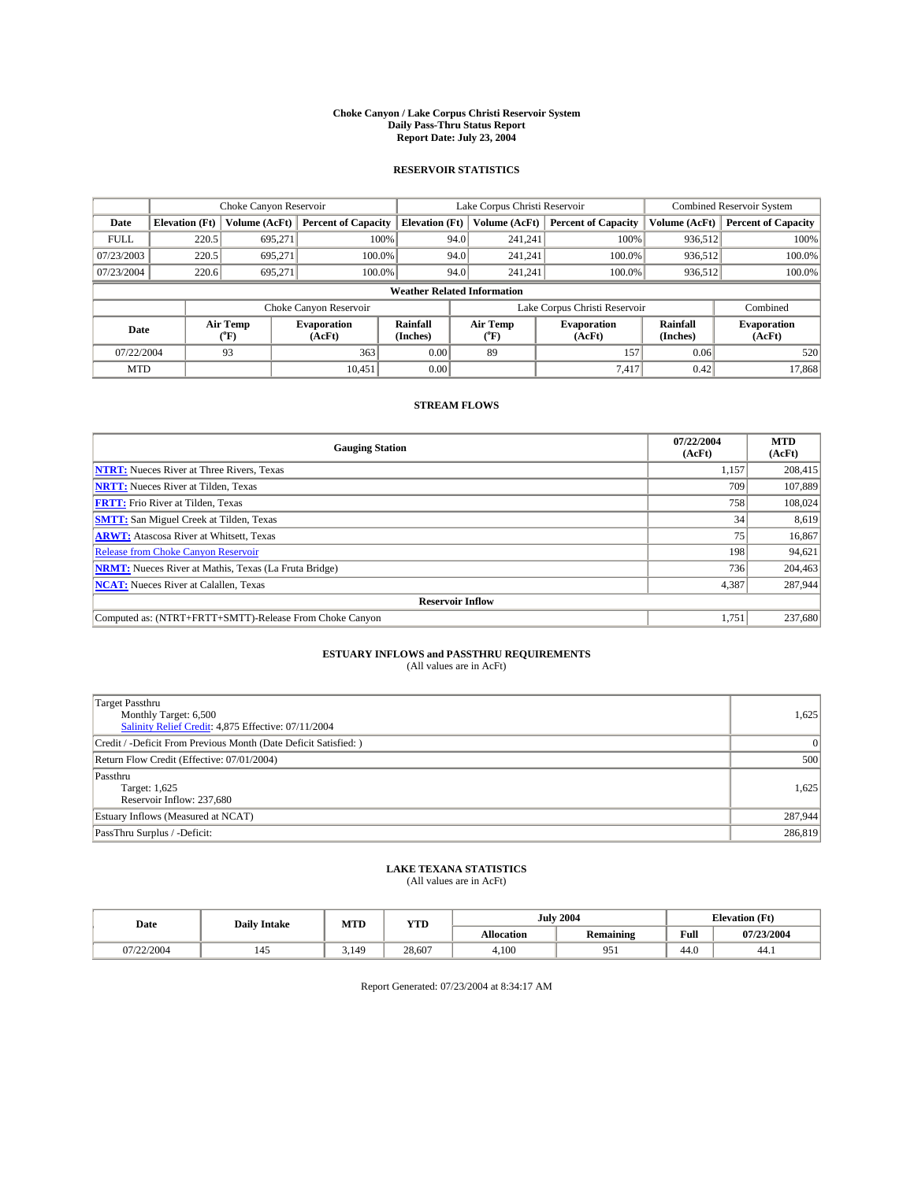# Choke Canyon / Lake Corpus Christi Reservoir System
## Daily Pass-Thru Status Report
## Report Date: July 23, 2004

### RESERVOIR STATISTICS

| | Choke Canyon Reservoir | | | Lake Corpus Christi Reservoir | | | Combined Reservoir System | |
|---|---|---|---|---|---|---|---|---|
| Date | Elevation (Ft) | Volume (AcFt) | Percent of Capacity | Elevation (Ft) | Volume (AcFt) | Percent of Capacity | Volume (AcFt) | Percent of Capacity |
| FULL | 220.5 | 695,271 | 100% | 94.0 | 241,241 | 100% | 936,512 | 100% |
| 07/23/2003 | 220.5 | 695,271 | 100.0% | 94.0 | 241,241 | 100.0% | 936,512 | 100.0% |
| 07/23/2004 | 220.6 | 695,271 | 100.0% | 94.0 | 241,241 | 100.0% | 936,512 | 100.0% |

**Weather Related Information**

| | Choke Canyon Reservoir | | | Lake Corpus Christi Reservoir | | | Combined |
|---|---|---|---|---|---|---|---|
| Date | Air Temp (°F) | Evaporation (AcFt) | Rainfall (Inches) | Air Temp (°F) | Evaporation (AcFt) | Rainfall (Inches) | Evaporation (AcFt) |
| 07/22/2004 | 93 | 363 | 0.00 | 89 | 157 | 0.06 | 520 |
| MTD | | 10,451 | 0.00 | | 7,417 | 0.42 | 17,868 |

### STREAM FLOWS

| Gauging Station | 07/22/2004 (AcFt) | MTD (AcFt) |
|---|---|---|
| **NTRT:** Nueces River at Three Rivers, Texas | 1,157 | 208,415 |
| **NRTT:** Nueces River at Tilden, Texas | 709 | 107,889 |
| **FRTT:** Frio River at Tilden, Texas | 758 | 108,024 |
| **SMTT:** San Miguel Creek at Tilden, Texas | 34 | 8,619 |
| **ARWT:** Atascosa River at Whitsett, Texas | 75 | 16,867 |
| Release from Choke Canyon Reservoir | 198 | 94,621 |
| **NRMT:** Nueces River at Mathis, Texas (La Fruta Bridge) | 736 | 204,463 |
| **NCAT:** Nueces River at Calallen, Texas | 4,387 | 287,944 |
| **Reservoir Inflow** | | |
| Computed as: (NTRT+FRTT+SMTT)-Release From Choke Canyon | 1,751 | 237,680 |

### ESTUARY INFLOWS and PASSTHRU REQUIREMENTS
(All values are in AcFt)

| | |
|---|---|
| Target Passthru<br>Monthly Target: 6,500<br>Salinity Relief Credit: 4,875 Effective: 07/11/2004 | 1,625 |
| Credit / -Deficit From Previous Month (Date Deficit Satisfied: ) | 0 |
| Return Flow Credit (Effective: 07/01/2004) | 500 |
| Passthru<br>Target: 1,625<br>Reservoir Inflow: 237,680 | 1,625 |
| Estuary Inflows (Measured at NCAT) | 287,944 |
| PassThru Surplus / -Deficit: | 286,819 |

### LAKE TEXANA STATISTICS
(All values are in AcFt)

| Date | Daily Intake | MTD | YTD | July 2004 | | Elevation (Ft) | |
|---|---|---|---|---|---|---|---|
| | | | | Allocation | Remaining | Full | 07/23/2004 |
| 07/22/2004 | 145 | 3,149 | 28,607 | 4,100 | 951 | 44.0 | 44.1 |

Report Generated: 07/23/2004 at 8:34:17 AM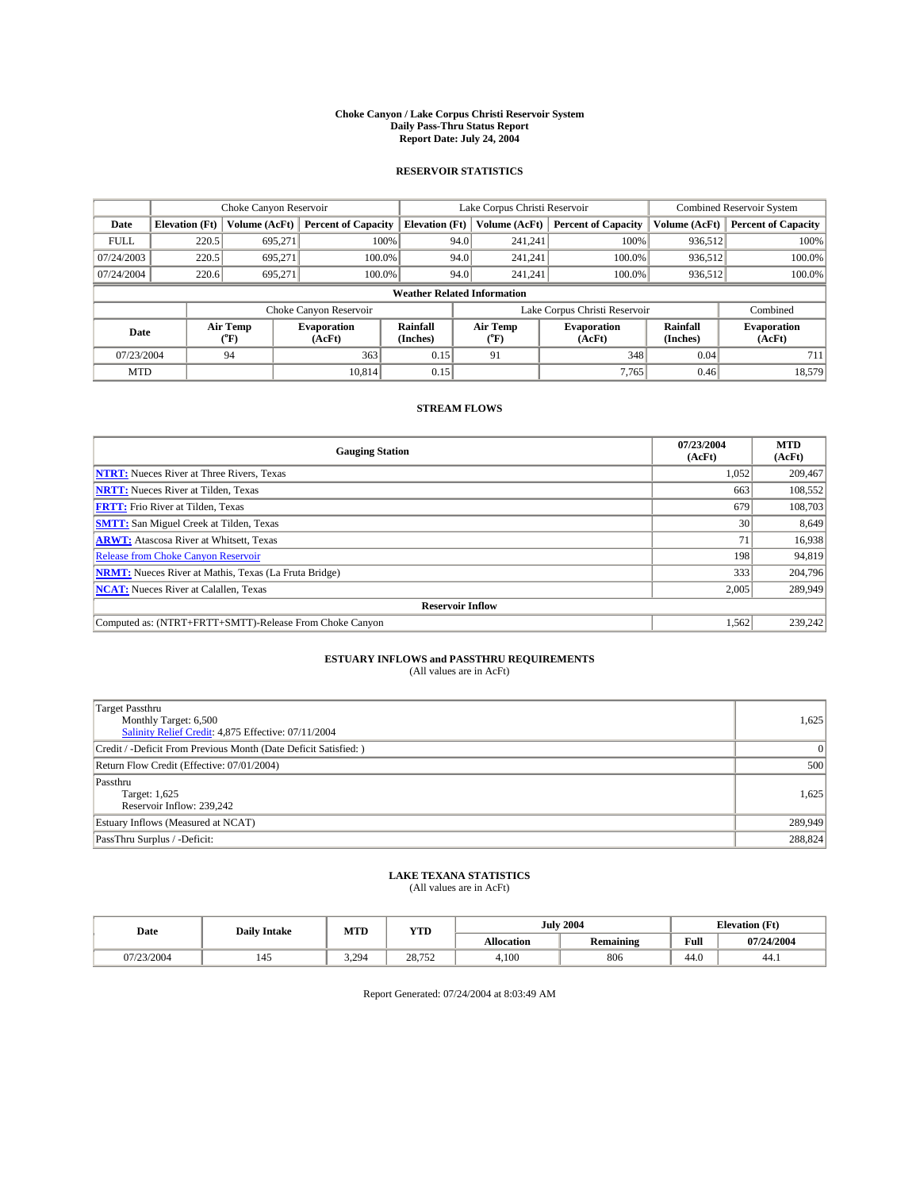# Choke Canyon / Lake Corpus Christi Reservoir System
## Daily Pass-Thru Status Report
### Report Date: July 24, 2004

## RESERVOIR STATISTICS

| | Choke Canyon Reservoir | | | Lake Corpus Christi Reservoir | | | Combined Reservoir System | |
|---|---|---|---|---|---|---|---|---|
| Date | Elevation (Ft) | Volume (AcFt) | Percent of Capacity | Elevation (Ft) | Volume (AcFt) | Percent of Capacity | Volume (AcFt) | Percent of Capacity |
| FULL | 220.5 | 695,271 | 100% | 94.0 | 241,241 | 100% | 936,512 | 100% |
| 07/24/2003 | 220.5 | 695,271 | 100.0% | 94.0 | 241,241 | 100.0% | 936,512 | 100.0% |
| 07/24/2004 | 220.6 | 695,271 | 100.0% | 94.0 | 241,241 | 100.0% | 936,512 | 100.0% |

**Weather Related Information**

| | Choke Canyon Reservoir | | | Lake Corpus Christi Reservoir | | | Combined |
|---|---|---|---|---|---|---|---|
| Date | Air Temp (°F) | Evaporation (AcFt) | Rainfall (Inches) | Air Temp (°F) | Evaporation (AcFt) | Rainfall (Inches) | Evaporation (AcFt) |
| 07/23/2004 | 94 | 363 | 0.15 | 91 | 348 | 0.04 | 711 |
| MTD | | 10,814 | 0.15 | | 7,765 | 0.46 | 18,579 |

## STREAM FLOWS

| Gauging Station | 07/23/2004 (AcFt) | MTD (AcFt) |
|---|---|---|
| NTRT: Nueces River at Three Rivers, Texas | 1,052 | 209,467 |
| NRTT: Nueces River at Tilden, Texas | 663 | 108,552 |
| FRTT: Frio River at Tilden, Texas | 679 | 108,703 |
| SMTT: San Miguel Creek at Tilden, Texas | 30 | 8,649 |
| ARWT: Atascosa River at Whitsett, Texas | 71 | 16,938 |
| Release from Choke Canyon Reservoir | 198 | 94,819 |
| NRMT: Nueces River at Mathis, Texas (La Fruta Bridge) | 333 | 204,796 |
| NCAT: Nueces River at Calallen, Texas | 2,005 | 289,949 |
| **Reservoir Inflow** | | |
| Computed as: (NTRT+FRTT+SMTT)-Release From Choke Canyon | 1,562 | 239,242 |

## ESTUARY INFLOWS and PASSTHRU REQUIREMENTS
(All values are in AcFt)

| | |
|---|---|
| Target Passthru<br>Monthly Target: 6,500<br>Salinity Relief Credit: 4,875 Effective: 07/11/2004 | 1,625 |
| Credit / -Deficit From Previous Month (Date Deficit Satisfied: ) | 0 |
| Return Flow Credit (Effective: 07/01/2004) | 500 |
| Passthru<br>Target: 1,625<br>Reservoir Inflow: 239,242 | 1,625 |
| Estuary Inflows (Measured at NCAT) | 289,949 |
| PassThru Surplus / -Deficit: | 288,824 |

## LAKE TEXANA STATISTICS
(All values are in AcFt)

| Date | Daily Intake | MTD | YTD | July 2004 | | Elevation (Ft) | |
|---|---|---|---|---|---|---|---|
| | | | | Allocation | Remaining | Full | 07/24/2004 |
| 07/23/2004 | 145 | 3,294 | 28,752 | 4,100 | 806 | 44.0 | 44.1 |

Report Generated: 07/24/2004 at 8:03:49 AM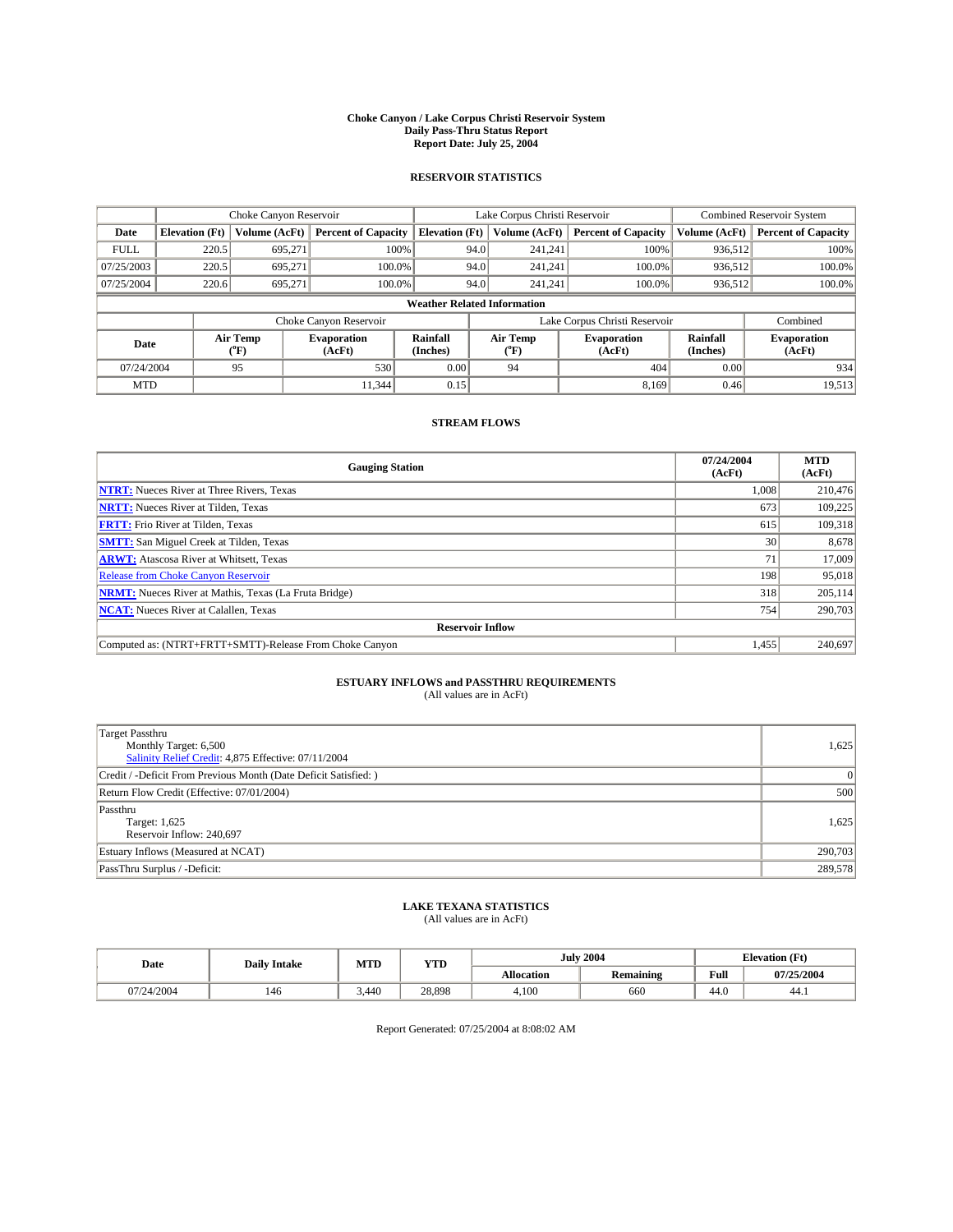# Choke Canyon / Lake Corpus Christi Reservoir System
## Daily Pass-Thru Status Report
## Report Date: July 25, 2004

### RESERVOIR STATISTICS

| | Choke Canyon Reservoir | | | Lake Corpus Christi Reservoir | | | Combined Reservoir System | |
|---|---|---|---|---|---|---|---|---|
| Date | Elevation (Ft) | Volume (AcFt) | Percent of Capacity | Elevation (Ft) | Volume (AcFt) | Percent of Capacity | Volume (AcFt) | Percent of Capacity |
| FULL | 220.5 | 695,271 | 100% | 94.0 | 241,241 | 100% | 936,512 | 100% |
| 07/25/2003 | 220.5 | 695,271 | 100.0% | 94.0 | 241,241 | 100.0% | 936,512 | 100.0% |
| 07/25/2004 | 220.6 | 695,271 | 100.0% | 94.0 | 241,241 | 100.0% | 936,512 | 100.0% |

**Weather Related Information**

| | Choke Canyon Reservoir | | | Lake Corpus Christi Reservoir | | | Combined |
|---|---|---|---|---|---|---|---|
| Date | Air Temp (°F) | Evaporation (AcFt) | Rainfall (Inches) | Air Temp (°F) | Evaporation (AcFt) | Rainfall (Inches) | Evaporation (AcFt) |
| 07/24/2004 | 95 | 530 | 0.00 | 94 | 404 | 0.00 | 934 |
| MTD | | 11,344 | 0.15 | | 8,169 | 0.46 | 19,513 |

### STREAM FLOWS

| Gauging Station | 07/24/2004 (AcFt) | MTD (AcFt) |
|---|---|---|
| NTRT: Nueces River at Three Rivers, Texas | 1,008 | 210,476 |
| NRTT: Nueces River at Tilden, Texas | 673 | 109,225 |
| FRTT: Frio River at Tilden, Texas | 615 | 109,318 |
| SMTT: San Miguel Creek at Tilden, Texas | 30 | 8,678 |
| ARWT: Atascosa River at Whitsett, Texas | 71 | 17,009 |
| Release from Choke Canyon Reservoir | 198 | 95,018 |
| NRMT: Nueces River at Mathis, Texas (La Fruta Bridge) | 318 | 205,114 |
| NCAT: Nueces River at Calallen, Texas | 754 | 290,703 |
| **Reservoir Inflow** | | |
| Computed as: (NTRT+FRTT+SMTT)-Release From Choke Canyon | 1,455 | 240,697 |

### ESTUARY INFLOWS and PASSTHRU REQUIREMENTS
(All values are in AcFt)

| | |
|---|---|
| Target Passthru<br>Monthly Target: 6,500<br>Salinity Relief Credit: 4,875 Effective: 07/11/2004 | 1,625 |
| Credit / -Deficit From Previous Month (Date Deficit Satisfied: ) | 0 |
| Return Flow Credit (Effective: 07/01/2004) | 500 |
| Passthru<br>Target: 1,625<br>Reservoir Inflow: 240,697 | 1,625 |
| Estuary Inflows (Measured at NCAT) | 290,703 |
| PassThru Surplus / -Deficit: | 289,578 |

### LAKE TEXANA STATISTICS
(All values are in AcFt)

| Date | Daily Intake | MTD | YTD | July 2004 | | Elevation (Ft) | |
|---|---|---|---|---|---|---|---|
| | | | | Allocation | Remaining | Full | 07/25/2004 |
| 07/24/2004 | 146 | 3,440 | 28,898 | 4,100 | 660 | 44.0 | 44.1 |

Report Generated: 07/25/2004 at 8:08:02 AM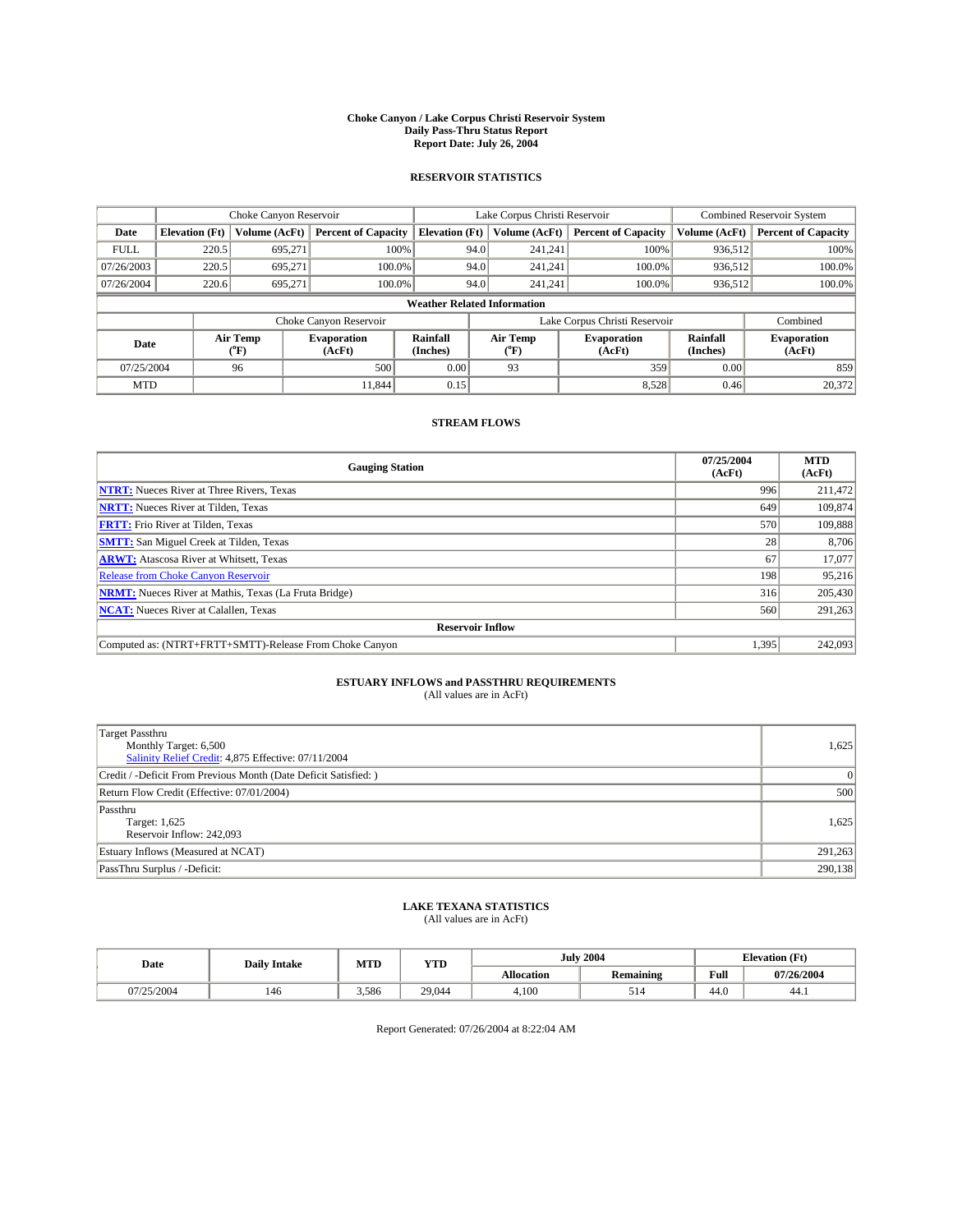# Choke Canyon / Lake Corpus Christi Reservoir System
## Daily Pass-Thru Status Report
## Report Date: July 26, 2004

### RESERVOIR STATISTICS

| | Choke Canyon Reservoir | | | Lake Corpus Christi Reservoir | | | Combined Reservoir System | |
|---|---|---|---|---|---|---|---|---|
| Date | Elevation (Ft) | Volume (AcFt) | Percent of Capacity | Elevation (Ft) | Volume (AcFt) | Percent of Capacity | Volume (AcFt) | Percent of Capacity |
| FULL | 220.5 | 695,271 | 100% | 94.0 | 241,241 | 100% | 936,512 | 100% |
| 07/26/2003 | 220.5 | 695,271 | 100.0% | 94.0 | 241,241 | 100.0% | 936,512 | 100.0% |
| 07/26/2004 | 220.6 | 695,271 | 100.0% | 94.0 | 241,241 | 100.0% | 936,512 | 100.0% |

**Weather Related Information**

| | Choke Canyon Reservoir | | | Lake Corpus Christi Reservoir | | | Combined |
|---|---|---|---|---|---|---|---|
| Date | Air Temp (°F) | Evaporation (AcFt) | Rainfall (Inches) | Air Temp (°F) | Evaporation (AcFt) | Rainfall (Inches) | Evaporation (AcFt) |
| 07/25/2004 | 96 | 500 | 0.00 | 93 | 359 | 0.00 | 859 |
| MTD | | 11,844 | 0.15 | | 8,528 | 0.46 | 20,372 |

### STREAM FLOWS

| Gauging Station | 07/25/2004 (AcFt) | MTD (AcFt) |
|---|---|---|
| **NTRT:** Nueces River at Three Rivers, Texas | 996 | 211,472 |
| **NRTT:** Nueces River at Tilden, Texas | 649 | 109,874 |
| **FRTT:** Frio River at Tilden, Texas | 570 | 109,888 |
| **SMTT:** San Miguel Creek at Tilden, Texas | 28 | 8,706 |
| **ARWT:** Atascosa River at Whitsett, Texas | 67 | 17,077 |
| Release from Choke Canyon Reservoir | 198 | 95,216 |
| **NRMT:** Nueces River at Mathis, Texas (La Fruta Bridge) | 316 | 205,430 |
| **NCAT:** Nueces River at Calallen, Texas | 560 | 291,263 |
| **Reservoir Inflow** | | |
| Computed as: (NTRT+FRTT+SMTT)-Release From Choke Canyon | 1,395 | 242,093 |

### ESTUARY INFLOWS and PASSTHRU REQUIREMENTS
(All values are in AcFt)

| | |
|---|---|
| Target Passthru<br>Monthly Target: 6,500<br>Salinity Relief Credit: 4,875 Effective: 07/11/2004 | 1,625 |
| Credit / -Deficit From Previous Month (Date Deficit Satisfied: ) | 0 |
| Return Flow Credit (Effective: 07/01/2004) | 500 |
| Passthru<br>Target: 1,625<br>Reservoir Inflow: 242,093 | 1,625 |
| Estuary Inflows (Measured at NCAT) | 291,263 |
| PassThru Surplus / -Deficit: | 290,138 |

### LAKE TEXANA STATISTICS
(All values are in AcFt)

| Date | Daily Intake | MTD | YTD | July 2004 | | Elevation (Ft) | |
|---|---|---|---|---|---|---|---|
| | | | | Allocation | Remaining | Full | 07/26/2004 |
| 07/25/2004 | 146 | 3,586 | 29,044 | 4,100 | 514 | 44.0 | 44.1 |

Report Generated: 07/26/2004 at 8:22:04 AM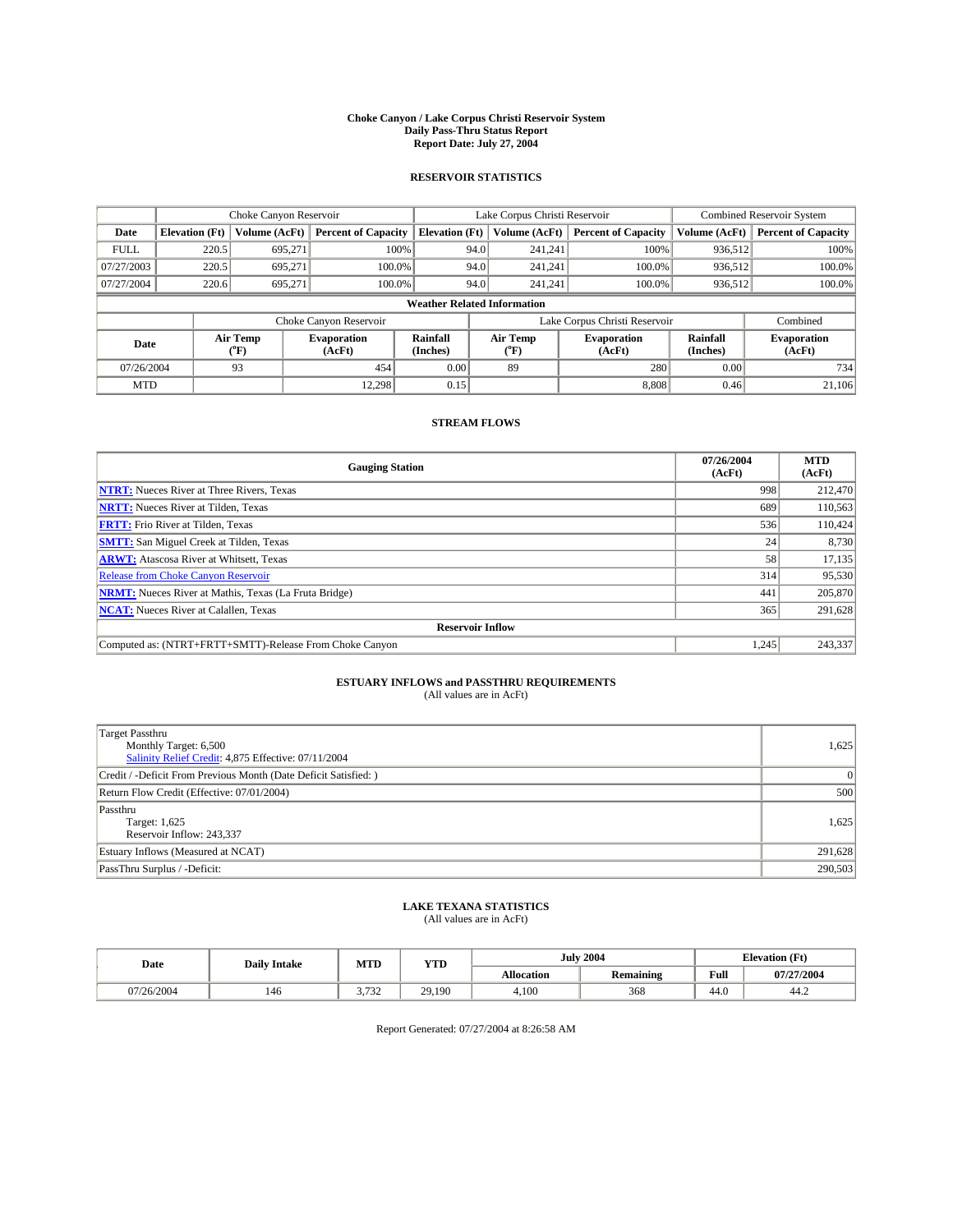**Choke Canyon / Lake Corpus Christi Reservoir System**
**Daily Pass-Thru Status Report**
**Report Date: July 27, 2004**

## RESERVOIR STATISTICS

| | Choke Canyon Reservoir | | | Lake Corpus Christi Reservoir | | | Combined Reservoir System | |
|---|---|---|---|---|---|---|---|---|
| **Date** | **Elevation (Ft)** | **Volume (AcFt)** | **Percent of Capacity** | **Elevation (Ft)** | **Volume (AcFt)** | **Percent of Capacity** | **Volume (AcFt)** | **Percent of Capacity** |
| FULL | 220.5 | 695,271 | 100% | 94.0 | 241,241 | 100% | 936,512 | 100% |
| 07/27/2003 | 220.5 | 695,271 | 100.0% | 94.0 | 241,241 | 100.0% | 936,512 | 100.0% |
| 07/27/2004 | 220.6 | 695,271 | 100.0% | 94.0 | 241,241 | 100.0% | 936,512 | 100.0% |

**Weather Related Information**

| | Choke Canyon Reservoir | | | Lake Corpus Christi Reservoir | | | Combined |
|---|---|---|---|---|---|---|---|
| **Date** | **Air Temp (°F)** | **Evaporation (AcFt)** | **Rainfall (Inches)** | **Air Temp (°F)** | **Evaporation (AcFt)** | **Rainfall (Inches)** | **Evaporation (AcFt)** |
| 07/26/2004 | 93 | 454 | 0.00 | 89 | 280 | 0.00 | 734 |
| MTD | | 12,298 | 0.15 | | 8,808 | 0.46 | 21,106 |

## STREAM FLOWS

| Gauging Station | 07/26/2004 (AcFt) | MTD (AcFt) |
|---|---|---|
| **NTRT:** Nueces River at Three Rivers, Texas | 998 | 212,470 |
| **NRTT:** Nueces River at Tilden, Texas | 689 | 110,563 |
| **FRTT:** Frio River at Tilden, Texas | 536 | 110,424 |
| **SMTT:** San Miguel Creek at Tilden, Texas | 24 | 8,730 |
| **ARWT:** Atascosa River at Whitsett, Texas | 58 | 17,135 |
| Release from Choke Canyon Reservoir | 314 | 95,530 |
| **NRMT:** Nueces River at Mathis, Texas (La Fruta Bridge) | 441 | 205,870 |
| **NCAT:** Nueces River at Calallen, Texas | 365 | 291,628 |
| **Reservoir Inflow** | | |
| Computed as: (NTRT+FRTT+SMTT)-Release From Choke Canyon | 1,245 | 243,337 |

## ESTUARY INFLOWS and PASSTHRU REQUIREMENTS

(All values are in AcFt)

| | |
|---|---|
| Target Passthru<br>Monthly Target: 6,500<br>Salinity Relief Credit: 4,875 Effective: 07/11/2004 | 1,625 |
| Credit / -Deficit From Previous Month (Date Deficit Satisfied: ) | 0 |
| Return Flow Credit (Effective: 07/01/2004) | 500 |
| Passthru<br>Target: 1,625<br>Reservoir Inflow: 243,337 | 1,625 |
| Estuary Inflows (Measured at NCAT) | 291,628 |
| PassThru Surplus / -Deficit: | 290,503 |

## LAKE TEXANA STATISTICS

(All values are in AcFt)

| Date | Daily Intake | MTD | YTD | July 2004 | | Elevation (Ft) | |
|---|---|---|---|---|---|---|---|
| | | | | **Allocation** | **Remaining** | **Full** | **07/27/2004** |
| 07/26/2004 | 146 | 3,732 | 29,190 | 4,100 | 368 | 44.0 | 44.2 |

Report Generated: 07/27/2004 at 8:26:58 AM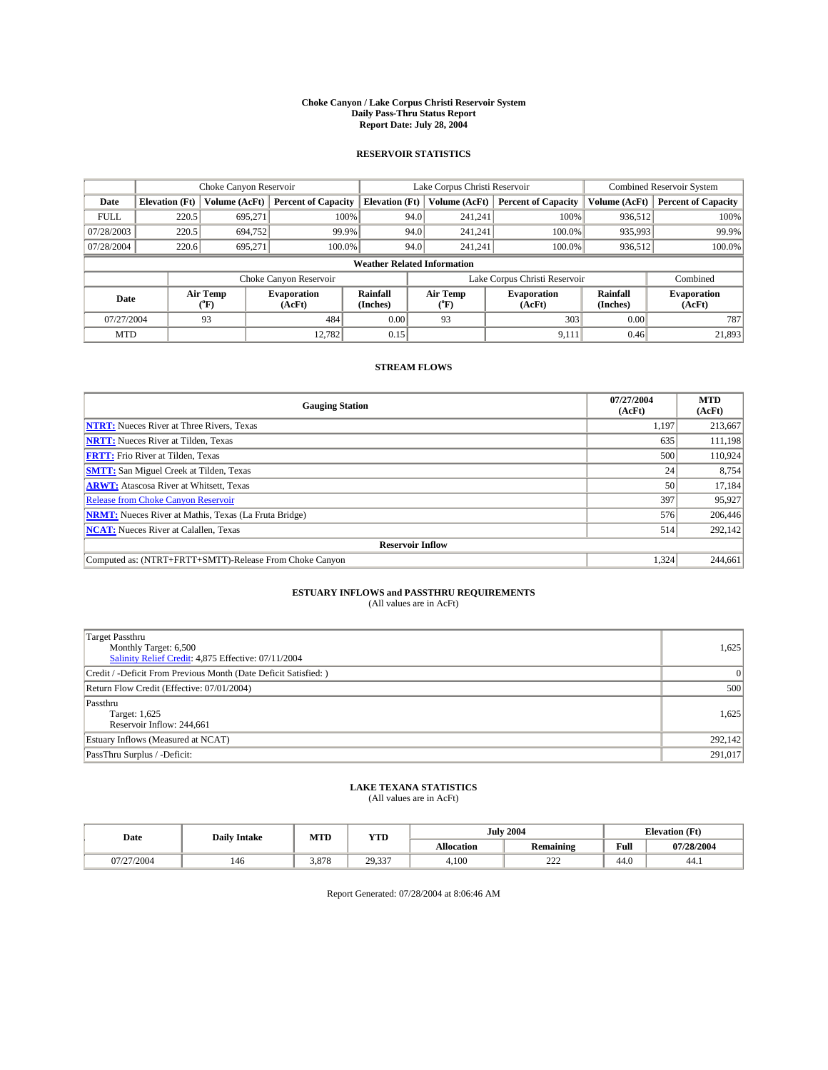# Choke Canyon / Lake Corpus Christi Reservoir System
## Daily Pass-Thru Status Report
## Report Date: July 28, 2004

### RESERVOIR STATISTICS

| | Choke Canyon Reservoir | | | Lake Corpus Christi Reservoir | | | Combined Reservoir System | |
|---|---|---|---|---|---|---|---|---|
| Date | Elevation (Ft) | Volume (AcFt) | Percent of Capacity | Elevation (Ft) | Volume (AcFt) | Percent of Capacity | Volume (AcFt) | Percent of Capacity |
| FULL | 220.5 | 695,271 | 100% | 94.0 | 241,241 | 100% | 936,512 | 100% |
| 07/28/2003 | 220.5 | 694,752 | 99.9% | 94.0 | 241,241 | 100.0% | 935,993 | 99.9% |
| 07/28/2004 | 220.6 | 695,271 | 100.0% | 94.0 | 241,241 | 100.0% | 936,512 | 100.0% |

**Weather Related Information**

| | Choke Canyon Reservoir | | | Lake Corpus Christi Reservoir | | | Combined |
|---|---|---|---|---|---|---|---|
| Date | Air Temp (°F) | Evaporation (AcFt) | Rainfall (Inches) | Air Temp (°F) | Evaporation (AcFt) | Rainfall (Inches) | Evaporation (AcFt) |
| 07/27/2004 | 93 | 484 | 0.00 | 93 | 303 | 0.00 | 787 |
| MTD | | 12,782 | 0.15 | | 9,111 | 0.46 | 21,893 |

### STREAM FLOWS

| Gauging Station | 07/27/2004 (AcFt) | MTD (AcFt) |
|---|---|---|
| **NTRT:** Nueces River at Three Rivers, Texas | 1,197 | 213,667 |
| **NRTT:** Nueces River at Tilden, Texas | 635 | 111,198 |
| **FRTT:** Frio River at Tilden, Texas | 500 | 110,924 |
| **SMTT:** San Miguel Creek at Tilden, Texas | 24 | 8,754 |
| **ARWT:** Atascosa River at Whitsett, Texas | 50 | 17,184 |
| Release from Choke Canyon Reservoir | 397 | 95,927 |
| **NRMT:** Nueces River at Mathis, Texas (La Fruta Bridge) | 576 | 206,446 |
| **NCAT:** Nueces River at Calallen, Texas | 514 | 292,142 |
| **Reservoir Inflow** | | |
| Computed as: (NTRT+FRTT+SMTT)-Release From Choke Canyon | 1,324 | 244,661 |

### ESTUARY INFLOWS and PASSTHRU REQUIREMENTS
(All values are in AcFt)

| | |
|---|---|
| Target Passthru<br>Monthly Target: 6,500<br>Salinity Relief Credit: 4,875 Effective: 07/11/2004 | 1,625 |
| Credit / -Deficit From Previous Month (Date Deficit Satisfied: ) | 0 |
| Return Flow Credit (Effective: 07/01/2004) | 500 |
| Passthru<br>Target: 1,625<br>Reservoir Inflow: 244,661 | 1,625 |
| Estuary Inflows (Measured at NCAT) | 292,142 |
| PassThru Surplus / -Deficit: | 291,017 |

### LAKE TEXANA STATISTICS
(All values are in AcFt)

| Date | Daily Intake | MTD | YTD | July 2004 | | Elevation (Ft) | |
|---|---|---|---|---|---|---|---|
| | | | | Allocation | Remaining | Full | 07/28/2004 |
| 07/27/2004 | 146 | 3,878 | 29,337 | 4,100 | 222 | 44.0 | 44.1 |

Report Generated: 07/28/2004 at 8:06:46 AM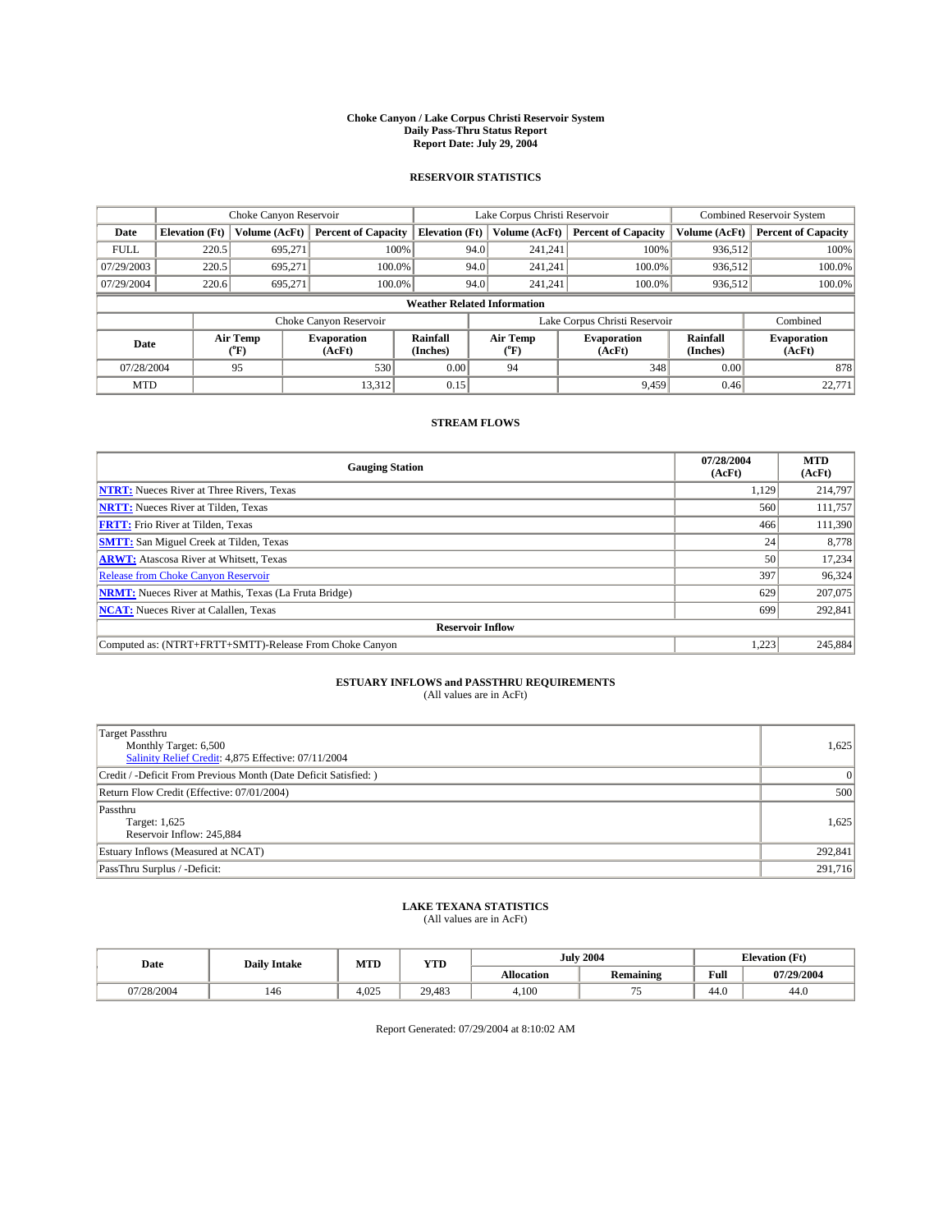**Choke Canyon / Lake Corpus Christi Reservoir System**
**Daily Pass-Thru Status Report**
**Report Date: July 29, 2004**

## RESERVOIR STATISTICS

| | Choke Canyon Reservoir | | | Lake Corpus Christi Reservoir | | | Combined Reservoir System | |
|---|---|---|---|---|---|---|---|---|
| **Date** | **Elevation (Ft)** | **Volume (AcFt)** | **Percent of Capacity** | **Elevation (Ft)** | **Volume (AcFt)** | **Percent of Capacity** | **Volume (AcFt)** | **Percent of Capacity** |
| FULL | 220.5 | 695,271 | 100% | 94.0 | 241,241 | 100% | 936,512 | 100% |
| 07/29/2003 | 220.5 | 695,271 | 100.0% | 94.0 | 241,241 | 100.0% | 936,512 | 100.0% |
| 07/29/2004 | 220.6 | 695,271 | 100.0% | 94.0 | 241,241 | 100.0% | 936,512 | 100.0% |

**Weather Related Information**

| | Choke Canyon Reservoir | | | Lake Corpus Christi Reservoir | | | Combined |
|---|---|---|---|---|---|---|---|
| **Date** | **Air Temp (°F)** | **Evaporation (AcFt)** | **Rainfall (Inches)** | **Air Temp (°F)** | **Evaporation (AcFt)** | **Rainfall (Inches)** | **Evaporation (AcFt)** |
| 07/28/2004 | 95 | 530 | 0.00 | 94 | 348 | 0.00 | 878 |
| MTD | | 13,312 | 0.15 | | 9,459 | 0.46 | 22,771 |

## STREAM FLOWS

| Gauging Station | 07/28/2004 (AcFt) | MTD (AcFt) |
|---|---|---|
| **NTRT:** Nueces River at Three Rivers, Texas | 1,129 | 214,797 |
| **NRTT:** Nueces River at Tilden, Texas | 560 | 111,757 |
| **FRTT:** Frio River at Tilden, Texas | 466 | 111,390 |
| **SMTT:** San Miguel Creek at Tilden, Texas | 24 | 8,778 |
| **ARWT:** Atascosa River at Whitsett, Texas | 50 | 17,234 |
| Release from Choke Canyon Reservoir | 397 | 96,324 |
| **NRMT:** Nueces River at Mathis, Texas (La Fruta Bridge) | 629 | 207,075 |
| **NCAT:** Nueces River at Calallen, Texas | 699 | 292,841 |
| **Reservoir Inflow** | | |
| Computed as: (NTRT+FRTT+SMTT)-Release From Choke Canyon | 1,223 | 245,884 |

## ESTUARY INFLOWS and PASSTHRU REQUIREMENTS

(All values are in AcFt)

| | |
|---|---|
| Target Passthru<br>Monthly Target: 6,500<br>Salinity Relief Credit: 4,875 Effective: 07/11/2004 | 1,625 |
| Credit / -Deficit From Previous Month (Date Deficit Satisfied: ) | 0 |
| Return Flow Credit (Effective: 07/01/2004) | 500 |
| Passthru<br>Target: 1,625<br>Reservoir Inflow: 245,884 | 1,625 |
| Estuary Inflows (Measured at NCAT) | 292,841 |
| PassThru Surplus / -Deficit: | 291,716 |

## LAKE TEXANA STATISTICS

(All values are in AcFt)

| Date | Daily Intake | MTD | YTD | July 2004 | | Elevation (Ft) | |
|---|---|---|---|---|---|---|---|
| | | | | **Allocation** | **Remaining** | **Full** | **07/29/2004** |
| 07/28/2004 | 146 | 4,025 | 29,483 | 4,100 | 75 | 44.0 | 44.0 |

Report Generated: 07/29/2004 at 8:10:02 AM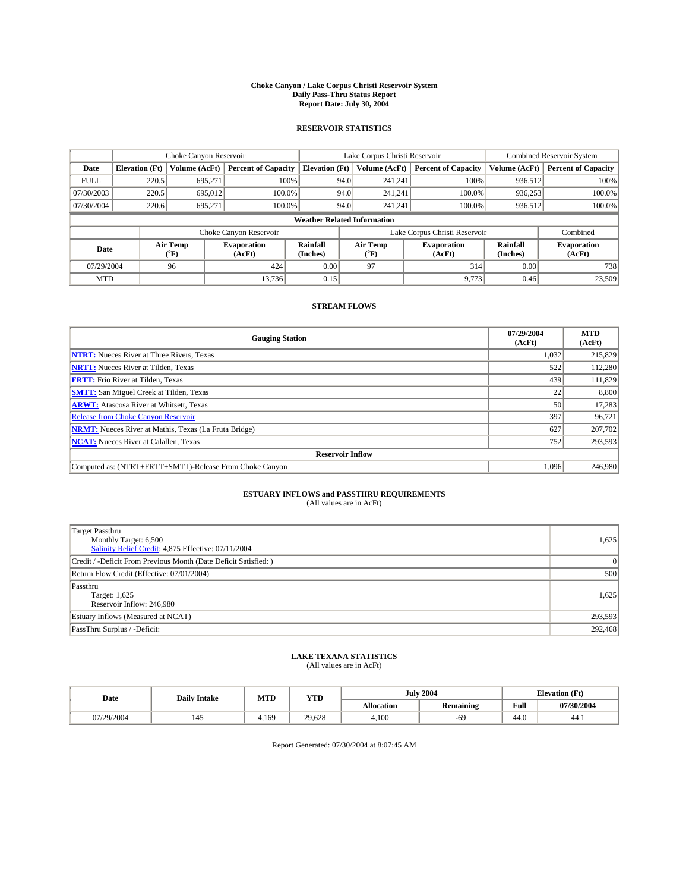**Choke Canyon / Lake Corpus Christi Reservoir System**
**Daily Pass-Thru Status Report**
**Report Date: July 30, 2004**

## RESERVOIR STATISTICS

| | Choke Canyon Reservoir | | | Lake Corpus Christi Reservoir | | | Combined Reservoir System | |
|---|---|---|---|---|---|---|---|---|
| **Date** | **Elevation (Ft)** | **Volume (AcFt)** | **Percent of Capacity** | **Elevation (Ft)** | **Volume (AcFt)** | **Percent of Capacity** | **Volume (AcFt)** | **Percent of Capacity** |
| FULL | 220.5 | 695,271 | 100% | 94.0 | 241,241 | 100% | 936,512 | 100% |
| 07/30/2003 | 220.5 | 695,012 | 100.0% | 94.0 | 241,241 | 100.0% | 936,253 | 100.0% |
| 07/30/2004 | 220.6 | 695,271 | 100.0% | 94.0 | 241,241 | 100.0% | 936,512 | 100.0% |

**Weather Related Information**

| | Choke Canyon Reservoir | | | Lake Corpus Christi Reservoir | | | Combined |
|---|---|---|---|---|---|---|---|
| **Date** | **Air Temp (°F)** | **Evaporation (AcFt)** | **Rainfall (Inches)** | **Air Temp (°F)** | **Evaporation (AcFt)** | **Rainfall (Inches)** | **Evaporation (AcFt)** |
| 07/29/2004 | 96 | 424 | 0.00 | 97 | 314 | 0.00 | 738 |
| MTD | | 13,736 | 0.15 | | 9,773 | 0.46 | 23,509 |

## STREAM FLOWS

| Gauging Station | 07/29/2004 (AcFt) | MTD (AcFt) |
|---|---|---|
| **NTRT:** Nueces River at Three Rivers, Texas | 1,032 | 215,829 |
| **NRTT:** Nueces River at Tilden, Texas | 522 | 112,280 |
| **FRTT:** Frio River at Tilden, Texas | 439 | 111,829 |
| **SMTT:** San Miguel Creek at Tilden, Texas | 22 | 8,800 |
| **ARWT:** Atascosa River at Whitsett, Texas | 50 | 17,283 |
| Release from Choke Canyon Reservoir | 397 | 96,721 |
| **NRMT:** Nueces River at Mathis, Texas (La Fruta Bridge) | 627 | 207,702 |
| **NCAT:** Nueces River at Calallen, Texas | 752 | 293,593 |
| **Reservoir Inflow** | | |
| Computed as: (NTRT+FRTT+SMTT)-Release From Choke Canyon | 1,096 | 246,980 |

## ESTUARY INFLOWS and PASSTHRU REQUIREMENTS

(All values are in AcFt)

| | |
|---|---|
| Target Passthru<br>Monthly Target: 6,500<br>Salinity Relief Credit: 4,875 Effective: 07/11/2004 | 1,625 |
| Credit / -Deficit From Previous Month (Date Deficit Satisfied: ) | 0 |
| Return Flow Credit (Effective: 07/01/2004) | 500 |
| Passthru<br>Target: 1,625<br>Reservoir Inflow: 246,980 | 1,625 |
| Estuary Inflows (Measured at NCAT) | 293,593 |
| PassThru Surplus / -Deficit: | 292,468 |

## LAKE TEXANA STATISTICS

(All values are in AcFt)

| Date | Daily Intake | MTD | YTD | July 2004 | | Elevation (Ft) | |
|---|---|---|---|---|---|---|---|
| | | | | **Allocation** | **Remaining** | **Full** | **07/30/2004** |
| 07/29/2004 | 145 | 4,169 | 29,628 | 4,100 | -69 | 44.0 | 44.1 |

Report Generated: 07/30/2004 at 8:07:45 AM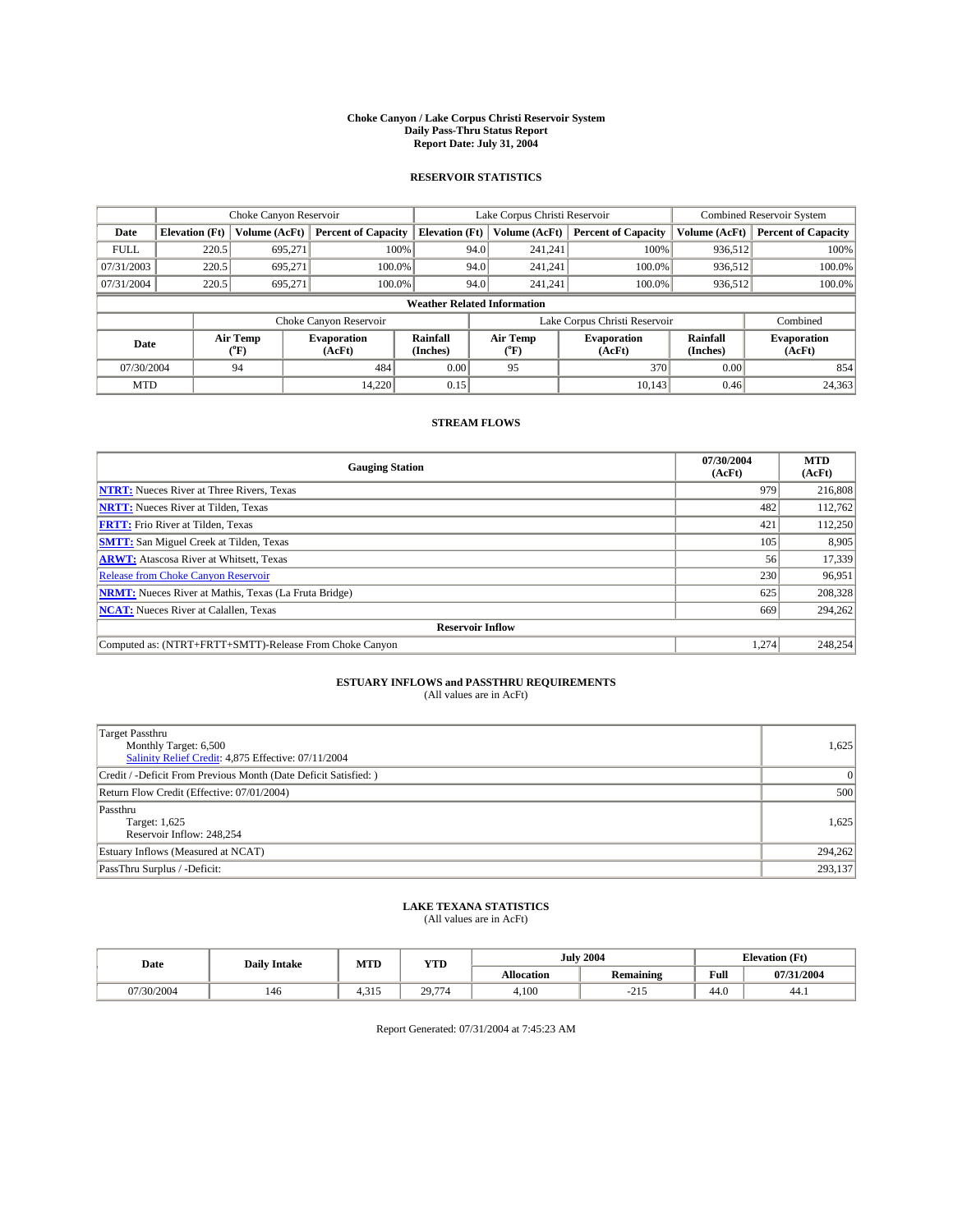# Choke Canyon / Lake Corpus Christi Reservoir System
## Daily Pass-Thru Status Report
### Report Date: July 31, 2004

## RESERVOIR STATISTICS

| | Choke Canyon Reservoir | | | Lake Corpus Christi Reservoir | | | Combined Reservoir System | |
|---|---|---|---|---|---|---|---|---|
| Date | Elevation (Ft) | Volume (AcFt) | Percent of Capacity | Elevation (Ft) | Volume (AcFt) | Percent of Capacity | Volume (AcFt) | Percent of Capacity |
| FULL | 220.5 | 695,271 | 100% | 94.0 | 241,241 | 100% | 936,512 | 100% |
| 07/31/2003 | 220.5 | 695,271 | 100.0% | 94.0 | 241,241 | 100.0% | 936,512 | 100.0% |
| 07/31/2004 | 220.5 | 695,271 | 100.0% | 94.0 | 241,241 | 100.0% | 936,512 | 100.0% |

**Weather Related Information**

| | Choke Canyon Reservoir | | | Lake Corpus Christi Reservoir | | | Combined |
|---|---|---|---|---|---|---|---|
| Date | Air Temp (°F) | Evaporation (AcFt) | Rainfall (Inches) | Air Temp (°F) | Evaporation (AcFt) | Rainfall (Inches) | Evaporation (AcFt) |
| 07/30/2004 | 94 | 484 | 0.00 | 95 | 370 | 0.00 | 854 |
| MTD | | 14,220 | 0.15 | | 10,143 | 0.46 | 24,363 |

## STREAM FLOWS

| Gauging Station | 07/30/2004 (AcFt) | MTD (AcFt) |
|---|---|---|
| NTRT: Nueces River at Three Rivers, Texas | 979 | 216,808 |
| NRTT: Nueces River at Tilden, Texas | 482 | 112,762 |
| FRTT: Frio River at Tilden, Texas | 421 | 112,250 |
| SMTT: San Miguel Creek at Tilden, Texas | 105 | 8,905 |
| ARWT: Atascosa River at Whitsett, Texas | 56 | 17,339 |
| Release from Choke Canyon Reservoir | 230 | 96,951 |
| NRMT: Nueces River at Mathis, Texas (La Fruta Bridge) | 625 | 208,328 |
| NCAT: Nueces River at Calallen, Texas | 669 | 294,262 |
| **Reservoir Inflow** | | |
| Computed as: (NTRT+FRTT+SMTT)-Release From Choke Canyon | 1,274 | 248,254 |

## ESTUARY INFLOWS and PASSTHRU REQUIREMENTS
(All values are in AcFt)

| | |
|---|---|
| Target Passthru<br>Monthly Target: 6,500<br>Salinity Relief Credit: 4,875 Effective: 07/11/2004 | 1,625 |
| Credit / -Deficit From Previous Month (Date Deficit Satisfied: ) | 0 |
| Return Flow Credit (Effective: 07/01/2004) | 500 |
| Passthru<br>Target: 1,625<br>Reservoir Inflow: 248,254 | 1,625 |
| Estuary Inflows (Measured at NCAT) | 294,262 |
| PassThru Surplus / -Deficit: | 293,137 |

## LAKE TEXANA STATISTICS
(All values are in AcFt)

| Date | Daily Intake | MTD | YTD | July 2004 | | Elevation (Ft) | |
|---|---|---|---|---|---|---|---|
| | | | | Allocation | Remaining | Full | 07/31/2004 |
| 07/30/2004 | 146 | 4,315 | 29,774 | 4,100 | -215 | 44.0 | 44.1 |

Report Generated: 07/31/2004 at 7:45:23 AM